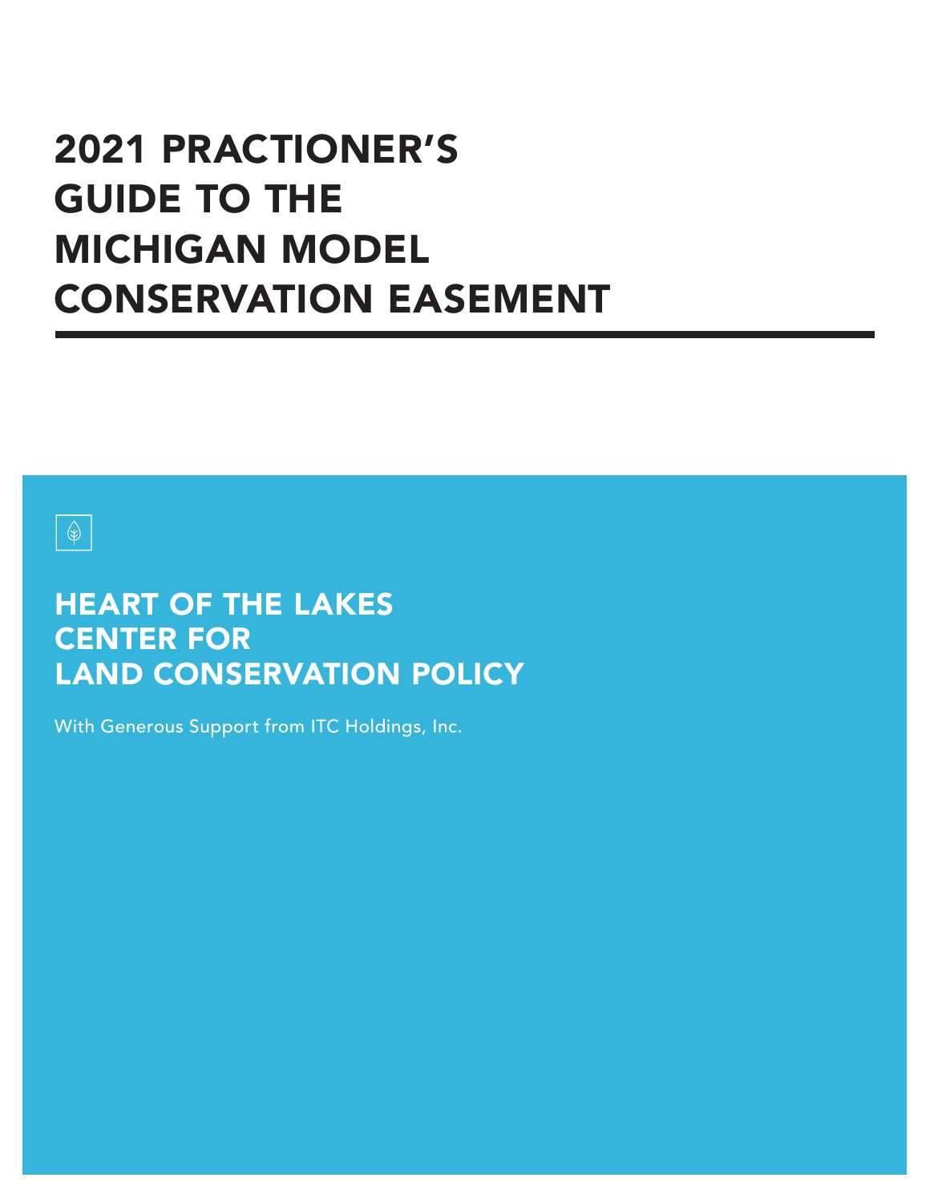# 2021 PRACTIONER'S GUIDE TO THE MICHIGAN MODEL CONSERVATION EASEMENT

## HEART OF THE LAKES CENTER FOR LAND CONSERVATION POLICY

With Generous Support from ITC Holdings, Inc.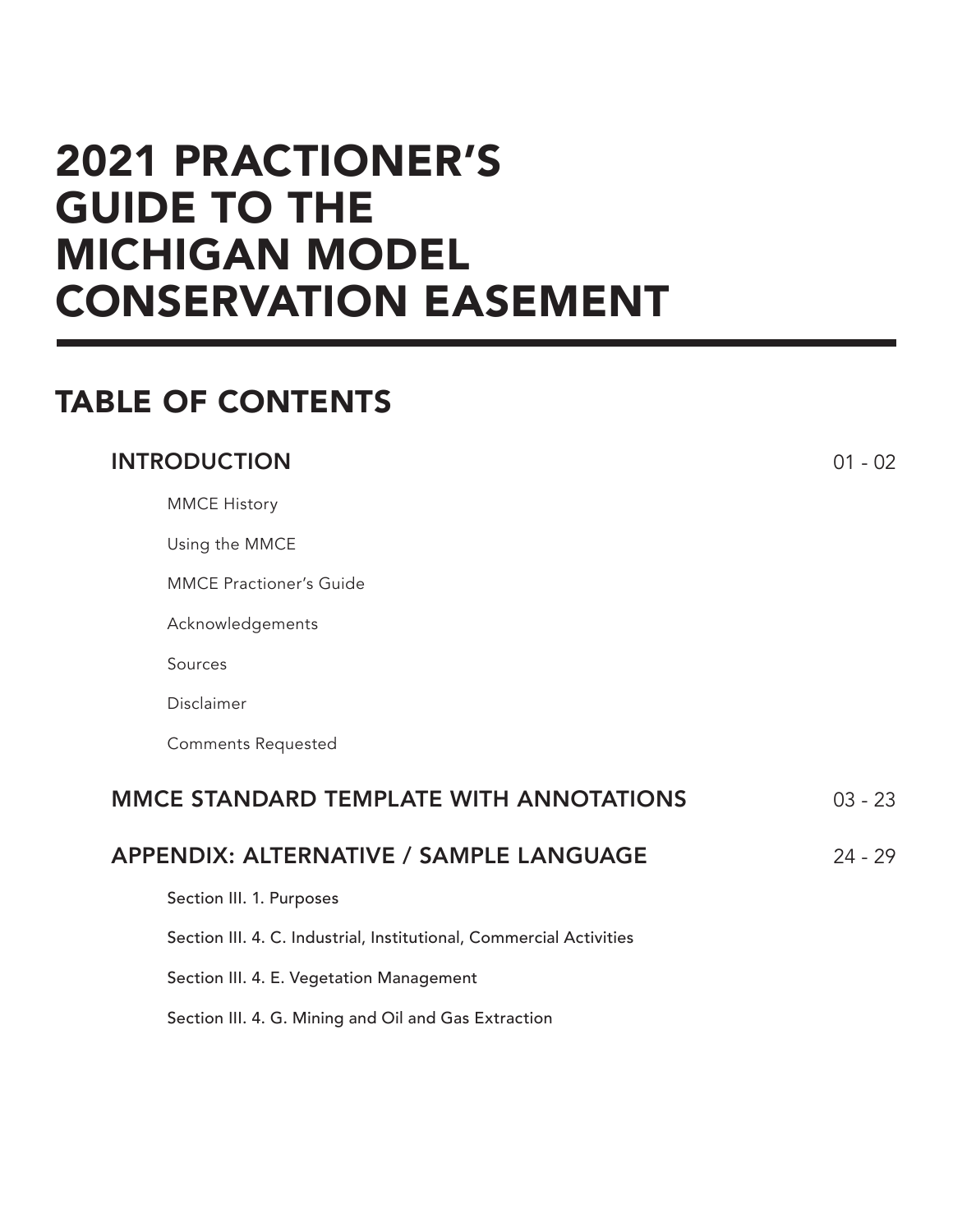# 2021 PRACTIONER'S GUIDE TO THE MICHIGAN MODEL CONSERVATION EASEMENT

## TABLE OF CONTENTS

### INTRODUCTION 01 - 02

- MMCE History
- Using the MMCE
- MMCE Practioner's Guide
- Acknowledgements
- Sources
- Disclaimer
- Comments Requested

### MMCE STANDARD TEMPLATE WITH ANNOTATIONS 03 - 23

### APPENDIX: ALTERNATIVE / SAMPLE LANGUAGE 24 - 29

- Section III. 1. Purposes
- Section III. 4. C. Industrial, Institutional, Commercial Activities
- Section III. 4. E. Vegetation Management
- Section III. 4. G. Mining and Oil and Gas Extraction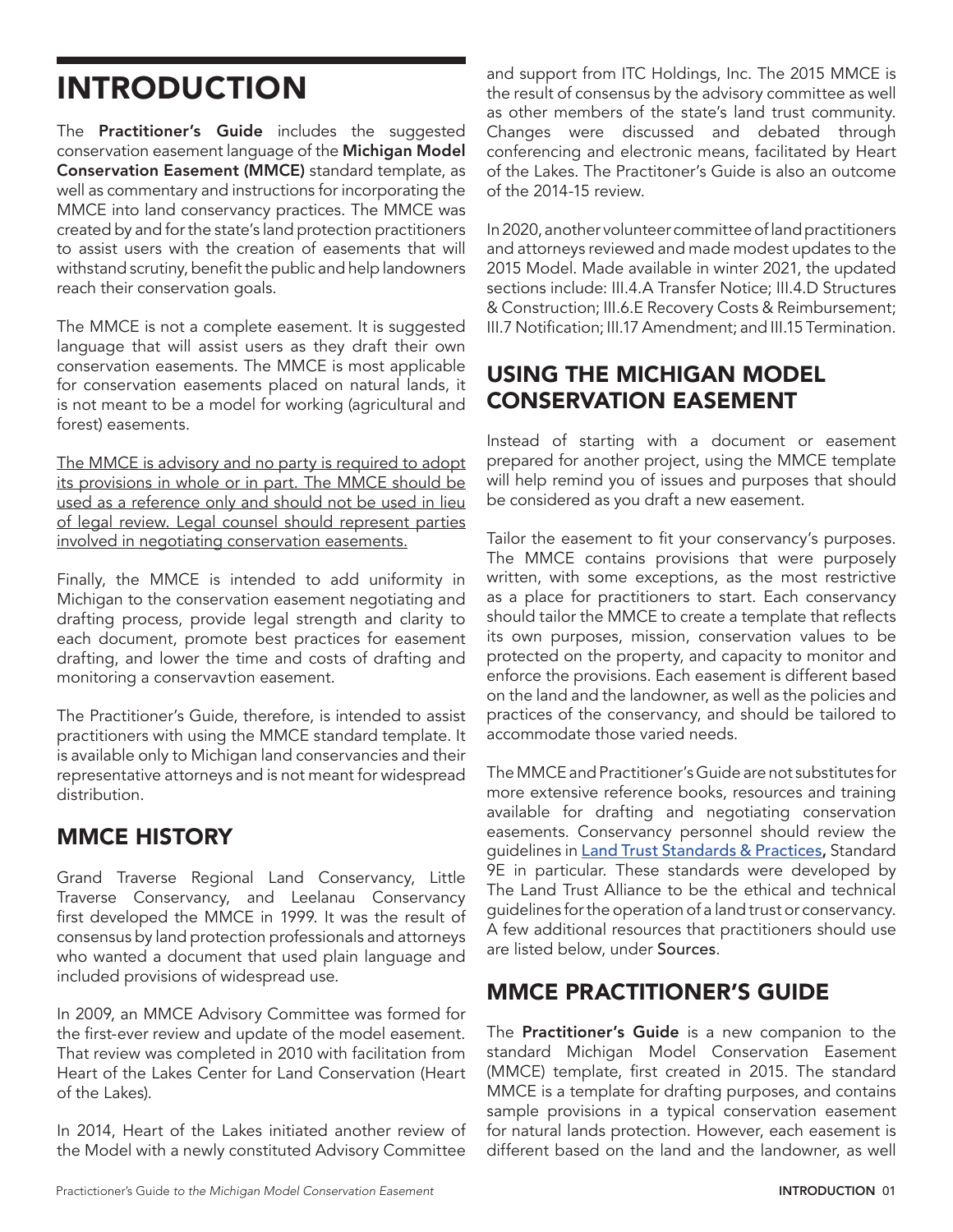# INTRODUCTION

The **Practitioner's Guide** includes the suggested conservation easement language of the **Michigan Model Conservation Easement (MMCE)** standard template, as well as commentary and instructions for incorporating the MMCE into land conservancy practices. The MMCE was created by and for the state's land protection practitioners to assist users with the creation of easements that will withstand scrutiny, benefit the public and help landowners reach their conservation goals.

The MMCE is not a complete easement. It is suggested language that will assist users as they draft their own conservation easements. The MMCE is most applicable for conservation easements placed on natural lands, it is not meant to be a model for working (agricultural and forest) easements.

<u>The MMCE is advisory and no party is required to adopt its provisions in whole or in part. The MMCE should be used as a reference only and should not be used in lieu of legal review. Legal counsel should represent parties involved in negotiating conservation easements.</u>

Finally, the MMCE is intended to add uniformity in Michigan to the conservation easement negotiating and drafting process, provide legal strength and clarity to each document, promote best practices for easement drafting, and lower the time and costs of drafting and monitoring a conservavtion easement.

The Practitioner's Guide, therefore, is intended to assist practitioners with using the MMCE standard template. It is available only to Michigan land conservancies and their representative attorneys and is not meant for widespread distribution.

## MMCE HISTORY

Grand Traverse Regional Land Conservancy, Little Traverse Conservancy, and Leelanau Conservancy first developed the MMCE in 1999. It was the result of consensus by land protection professionals and attorneys who wanted a document that used plain language and included provisions of widespread use.

In 2009, an MMCE Advisory Committee was formed for the first-ever review and update of the model easement. That review was completed in 2010 with facilitation from Heart of the Lakes Center for Land Conservation (Heart of the Lakes).

In 2014, Heart of the Lakes initiated another review of the Model with a newly constituted Advisory Committee and support from ITC Holdings, Inc. The 2015 MMCE is the result of consensus by the advisory committee as well as other members of the state's land trust community. Changes were discussed and debated through conferencing and electronic means, facilitated by Heart of the Lakes. The Practitoner's Guide is also an outcome of the 2014-15 review.

In 2020, another volunteer committee of land practitioners and attorneys reviewed and made modest updates to the 2015 Model. Made available in winter 2021, the updated sections include: III.4.A Transfer Notice; III.4.D Structures & Construction; III.6.E Recovery Costs & Reimbursement; III.7 Notification; III.17 Amendment; and III.15 Termination.

## USING THE MICHIGAN MODEL CONSERVATION EASEMENT

Instead of starting with a document or easement prepared for another project, using the MMCE template will help remind you of issues and purposes that should be considered as you draft a new easement.

Tailor the easement to fit your conservancy's purposes. The MMCE contains provisions that were purposely written, with some exceptions, as the most restrictive as a place for practitioners to start. Each conservancy should tailor the MMCE to create a template that reflects its own purposes, mission, conservation values to be protected on the property, and capacity to monitor and enforce the provisions. Each easement is different based on the land and the landowner, as well as the policies and practices of the conservancy, and should be tailored to accommodate those varied needs.

The MMCE and Practitioner's Guide are not substitutes for more extensive reference books, resources and training available for drafting and negotiating conservation easements. Conservancy personnel should review the guidelines in Land Trust Standards & Practices**,** Standard 9E in particular. These standards were developed by The Land Trust Alliance to be the ethical and technical guidelines for the operation of a land trust or conservancy. A few additional resources that practitioners should use are listed below, under **Sources**.

## MMCE PRACTITIONER'S GUIDE

The **Practitioner's Guide** is a new companion to the standard Michigan Model Conservation Easement (MMCE) template, first created in 2015. The standard MMCE is a template for drafting purposes, and contains sample provisions in a typical conservation easement for natural lands protection. However, each easement is different based on the land and the landowner, as well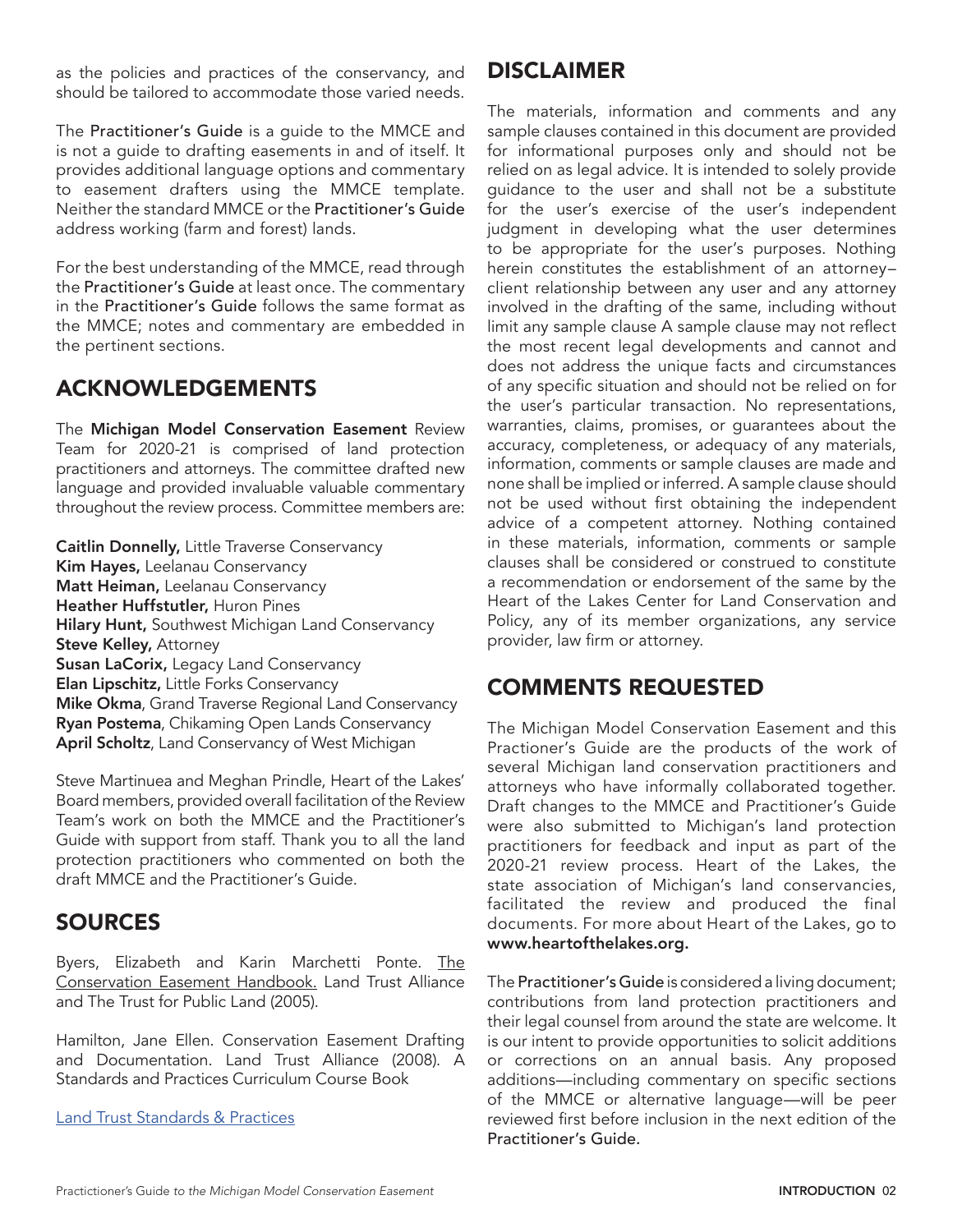as the policies and practices of the conservancy, and should be tailored to accommodate those varied needs.

The **Practitioner's Guide** is a guide to the MMCE and is not a guide to drafting easements in and of itself. It provides additional language options and commentary to easement drafters using the MMCE template. Neither the standard MMCE or the **Practitioner's Guide** address working (farm and forest) lands.

For the best understanding of the MMCE, read through the **Practitioner's Guide** at least once. The commentary in the **Practitioner's Guide** follows the same format as the MMCE; notes and commentary are embedded in the pertinent sections.

## ACKNOWLEDGEMENTS

The **Michigan Model Conservation Easement** Review Team for 2020-21 is comprised of land protection practitioners and attorneys. The committee drafted new language and provided invaluable valuable commentary throughout the review process. Committee members are:

**Caitlin Donnelly,** Little Traverse Conservancy
**Kim Hayes,** Leelanau Conservancy
**Matt Heiman,** Leelanau Conservancy
**Heather Huffstutler,** Huron Pines
**Hilary Hunt,** Southwest Michigan Land Conservancy
**Steve Kelley,** Attorney
**Susan LaCorix,** Legacy Land Conservancy
**Elan Lipschitz,** Little Forks Conservancy
**Mike Okma**, Grand Traverse Regional Land Conservancy
**Ryan Postema**, Chikaming Open Lands Conservancy
**April Scholtz**, Land Conservancy of West Michigan

Steve Martinuea and Meghan Prindle, Heart of the Lakes' Board members, provided overall facilitation of the Review Team's work on both the MMCE and the Practitioner's Guide with support from staff. Thank you to all the land protection practitioners who commented on both the draft MMCE and the Practitioner's Guide.

## SOURCES

Byers, Elizabeth and Karin Marchetti Ponte. The Conservation Easement Handbook. Land Trust Alliance and The Trust for Public Land (2005).

Hamilton, Jane Ellen. Conservation Easement Drafting and Documentation. Land Trust Alliance (2008). A Standards and Practices Curriculum Course Book

Land Trust Standards & Practices

## DISCLAIMER

The materials, information and comments and any sample clauses contained in this document are provided for informational purposes only and should not be relied on as legal advice. It is intended to solely provide guidance to the user and shall not be a substitute for the user's exercise of the user's independent judgment in developing what the user determines to be appropriate for the user's purposes. Nothing herein constitutes the establishment of an attorney–client relationship between any user and any attorney involved in the drafting of the same, including without limit any sample clause A sample clause may not reflect the most recent legal developments and cannot and does not address the unique facts and circumstances of any specific situation and should not be relied on for the user's particular transaction. No representations, warranties, claims, promises, or guarantees about the accuracy, completeness, or adequacy of any materials, information, comments or sample clauses are made and none shall be implied or inferred. A sample clause should not be used without first obtaining the independent advice of a competent attorney. Nothing contained in these materials, information, comments or sample clauses shall be considered or construed to constitute a recommendation or endorsement of the same by the Heart of the Lakes Center for Land Conservation and Policy, any of its member organizations, any service provider, law firm or attorney.

## COMMENTS REQUESTED

The Michigan Model Conservation Easement and this Practioner's Guide are the products of the work of several Michigan land conservation practitioners and attorneys who have informally collaborated together. Draft changes to the MMCE and Practitioner's Guide were also submitted to Michigan's land protection practitioners for feedback and input as part of the 2020-21 review process. Heart of the Lakes, the state association of Michigan's land conservancies, facilitated the review and produced the final documents. For more about Heart of the Lakes, go to **www.heartofthelakes.org.**

The **Practitioner's Guide** is considered a living document; contributions from land protection practitioners and their legal counsel from around the state are welcome. It is our intent to provide opportunities to solicit additions or corrections on an annual basis. Any proposed additions—including commentary on specific sections of the MMCE or alternative language—will be peer reviewed first before inclusion in the next edition of the **Practitioner's Guide.**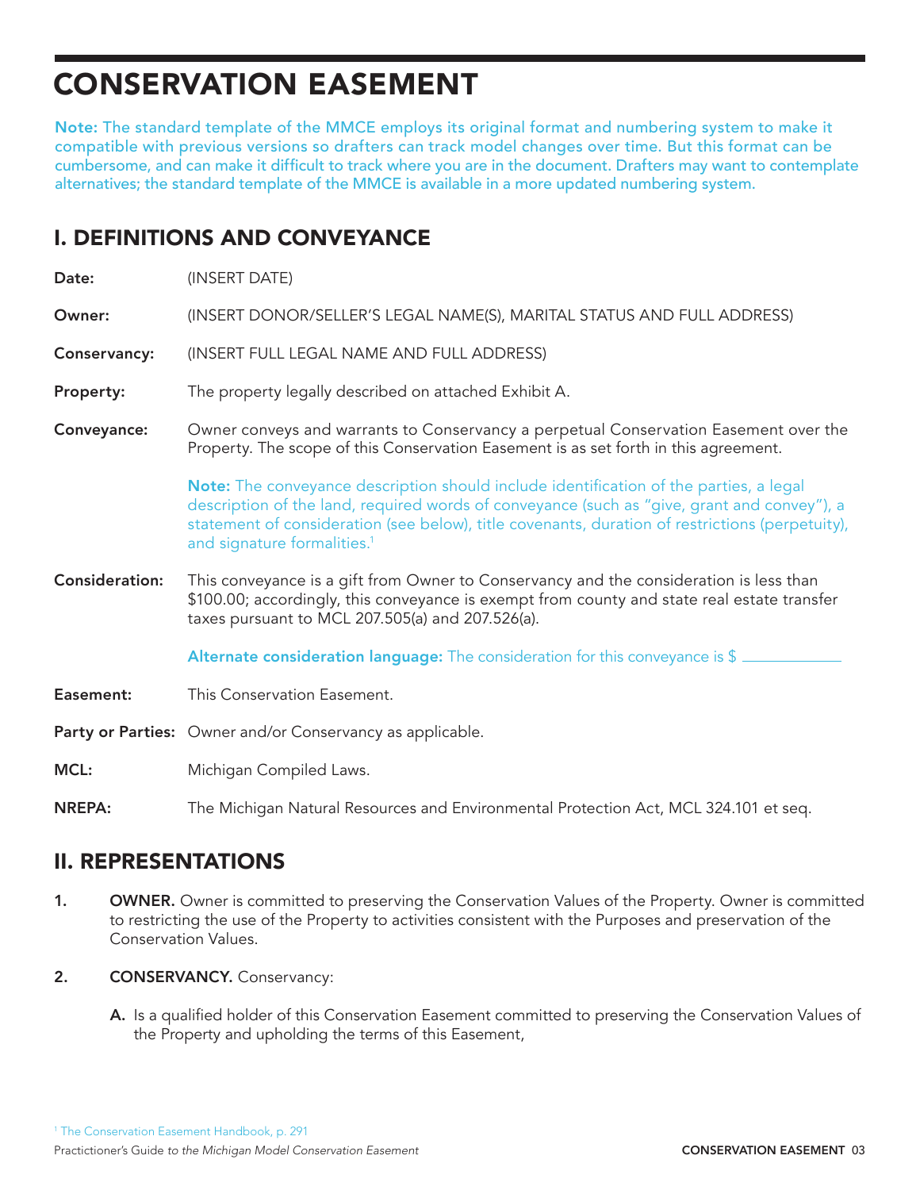# CONSERVATION EASEMENT

**Note:** The standard template of the MMCE employs its original format and numbering system to make it compatible with previous versions so drafters can track model changes over time. But this format can be cumbersome, and can make it difficult to track where you are in the document. Drafters may want to contemplate alternatives; the standard template of the MMCE is available in a more updated numbering system.

## I. DEFINITIONS AND CONVEYANCE

**Date:** (INSERT DATE)

**Owner:** (INSERT DONOR/SELLER'S LEGAL NAME(S), MARITAL STATUS AND FULL ADDRESS)

**Conservancy:** (INSERT FULL LEGAL NAME AND FULL ADDRESS)

**Property:** The property legally described on attached Exhibit A.

**Conveyance:** Owner conveys and warrants to Conservancy a perpetual Conservation Easement over the Property. The scope of this Conservation Easement is as set forth in this agreement.

**Note:** The conveyance description should include identification of the parties, a legal description of the land, required words of conveyance (such as "give, grant and convey"), a statement of consideration (see below), title covenants, duration of restrictions (perpetuity), and signature formalities.[1]

**Consideration:** This conveyance is a gift from Owner to Conservancy and the consideration is less than \$100.00; accordingly, this conveyance is exempt from county and state real estate transfer taxes pursuant to MCL 207.505(a) and 207.526(a).

**Alternate consideration language:** The consideration for this conveyance is \$ ____________

**Easement:** This Conservation Easement.

**Party or Parties:** Owner and/or Conservancy as applicable.

**MCL:** Michigan Compiled Laws.

**NREPA:** The Michigan Natural Resources and Environmental Protection Act, MCL 324.101 et seq.

## II. REPRESENTATIONS

1. **OWNER.** Owner is committed to preserving the Conservation Values of the Property. Owner is committed to restricting the use of the Property to activities consistent with the Purposes and preservation of the Conservation Values.

2. **CONSERVANCY.** Conservancy:

   A. Is a qualified holder of this Conservation Easement committed to preserving the Conservation Values of the Property and upholding the terms of this Easement,

[1] The Conservation Easement Handbook, p. 291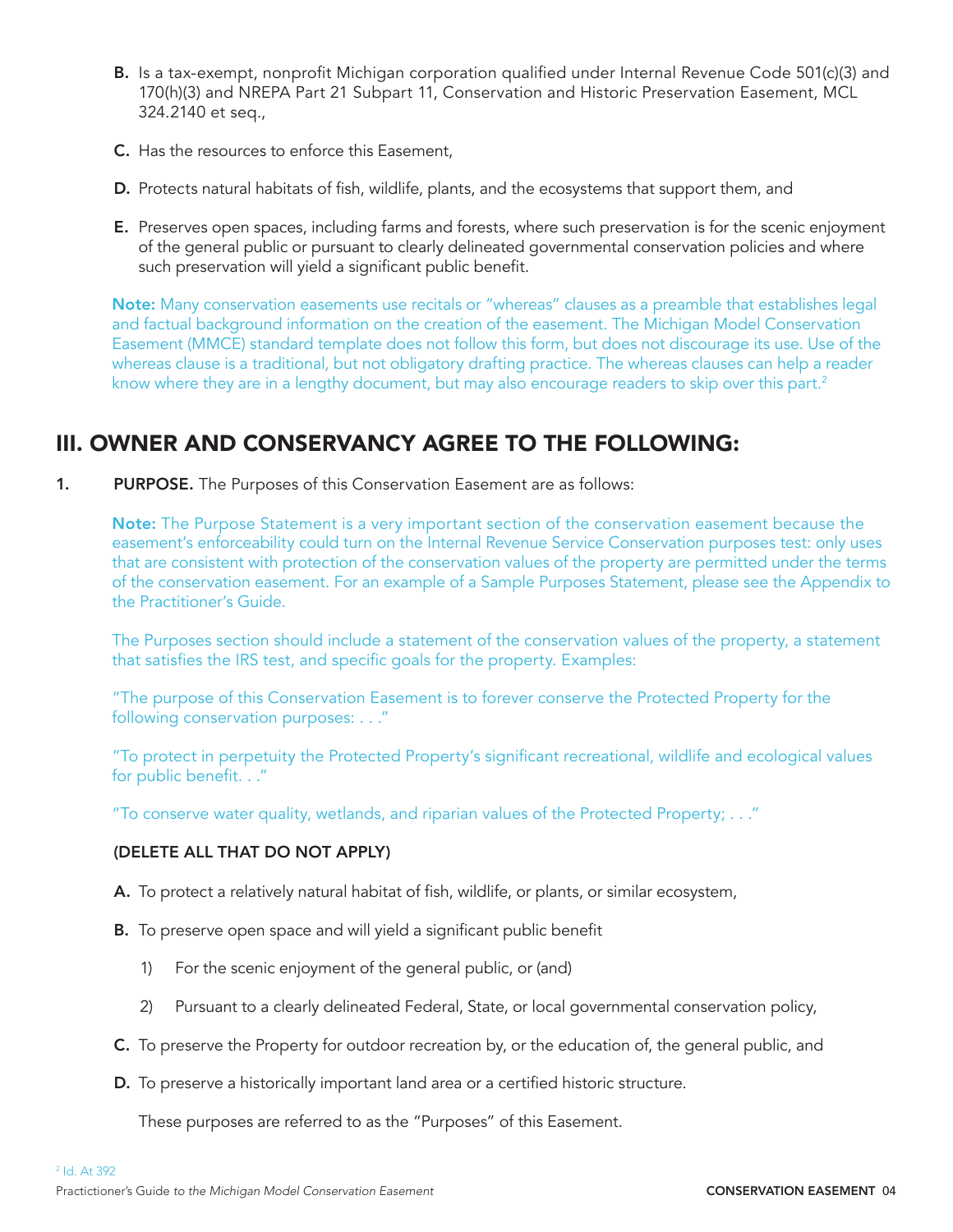**B.** Is a tax-exempt, nonprofit Michigan corporation qualified under Internal Revenue Code 501(c)(3) and 170(h)(3) and NREPA Part 21 Subpart 11, Conservation and Historic Preservation Easement, MCL 324.2140 et seq.,

**C.** Has the resources to enforce this Easement,

**D.** Protects natural habitats of fish, wildlife, plants, and the ecosystems that support them, and

**E.** Preserves open spaces, including farms and forests, where such preservation is for the scenic enjoyment of the general public or pursuant to clearly delineated governmental conservation policies and where such preservation will yield a significant public benefit.

**Note:** Many conservation easements use recitals or "whereas" clauses as a preamble that establishes legal and factual background information on the creation of the easement. The Michigan Model Conservation Easement (MMCE) standard template does not follow this form, but does not discourage its use. Use of the whereas clause is a traditional, but not obligatory drafting practice. The whereas clauses can help a reader know where they are in a lengthy document, but may also encourage readers to skip over this part.[2]

## III. OWNER AND CONSERVANCY AGREE TO THE FOLLOWING:

**1. PURPOSE.** The Purposes of this Conservation Easement are as follows:

**Note:** The Purpose Statement is a very important section of the conservation easement because the easement's enforceability could turn on the Internal Revenue Service Conservation purposes test: only uses that are consistent with protection of the conservation values of the property are permitted under the terms of the conservation easement. For an example of a Sample Purposes Statement, please see the Appendix to the Practitioner's Guide.

The Purposes section should include a statement of the conservation values of the property, a statement that satisfies the IRS test, and specific goals for the property. Examples:

"The purpose of this Conservation Easement is to forever conserve the Protected Property for the following conservation purposes: . . ."

"To protect in perpetuity the Protected Property's significant recreational, wildlife and ecological values for public benefit. . ."

"To conserve water quality, wetlands, and riparian values of the Protected Property; . . ."

**(DELETE ALL THAT DO NOT APPLY)**

**A.** To protect a relatively natural habitat of fish, wildlife, or plants, or similar ecosystem,

**B.** To preserve open space and will yield a significant public benefit

1) For the scenic enjoyment of the general public, or (and)

2) Pursuant to a clearly delineated Federal, State, or local governmental conservation policy,

**C.** To preserve the Property for outdoor recreation by, or the education of, the general public, and

**D.** To preserve a historically important land area or a certified historic structure.

These purposes are referred to as the "Purposes" of this Easement.

[2] Id. At 392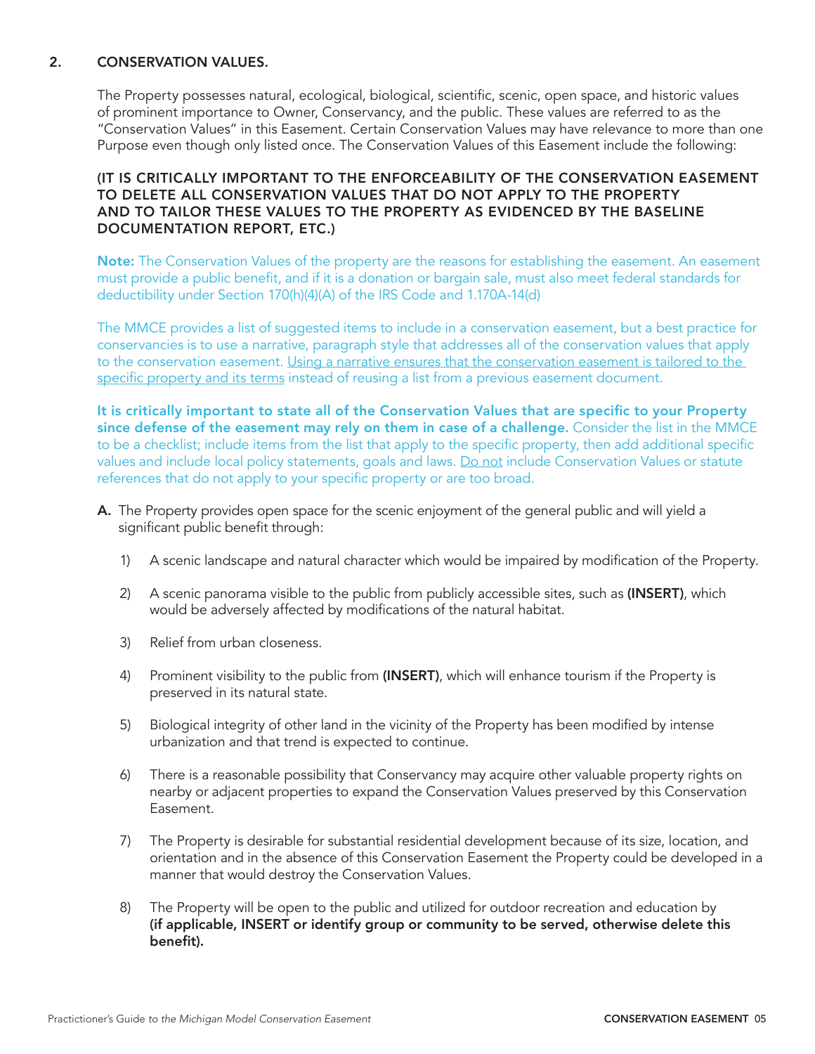## 2. CONSERVATION VALUES.

The Property possesses natural, ecological, biological, scientific, scenic, open space, and historic values of prominent importance to Owner, Conservancy, and the public. These values are referred to as the "Conservation Values" in this Easement. Certain Conservation Values may have relevance to more than one Purpose even though only listed once. The Conservation Values of this Easement include the following:

**(IT IS CRITICALLY IMPORTANT TO THE ENFORCEABILITY OF THE CONSERVATION EASEMENT TO DELETE ALL CONSERVATION VALUES THAT DO NOT APPLY TO THE PROPERTY AND TO TAILOR THESE VALUES TO THE PROPERTY AS EVIDENCED BY THE BASELINE DOCUMENTATION REPORT, ETC.)**

**Note:** The Conservation Values of the property are the reasons for establishing the easement. An easement must provide a public benefit, and if it is a donation or bargain sale, must also meet federal standards for deductibility under Section 170(h)(4)(A) of the IRS Code and 1.170A-14(d)

The MMCE provides a list of suggested items to include in a conservation easement, but a best practice for conservancies is to use a narrative, paragraph style that addresses all of the conservation values that apply to the conservation easement. Using a narrative ensures that the conservation easement is tailored to the specific property and its terms instead of reusing a list from a previous easement document.

**It is critically important to state all of the Conservation Values that are specific to your Property since defense of the easement may rely on them in case of a challenge.** Consider the list in the MMCE to be a checklist; include items from the list that apply to the specific property, then add additional specific values and include local policy statements, goals and laws. Do not include Conservation Values or statute references that do not apply to your specific property or are too broad.

**A.** The Property provides open space for the scenic enjoyment of the general public and will yield a significant public benefit through:

1) A scenic landscape and natural character which would be impaired by modification of the Property.

2) A scenic panorama visible to the public from publicly accessible sites, such as **(INSERT)**, which would be adversely affected by modifications of the natural habitat.

3) Relief from urban closeness.

4) Prominent visibility to the public from **(INSERT)**, which will enhance tourism if the Property is preserved in its natural state.

5) Biological integrity of other land in the vicinity of the Property has been modified by intense urbanization and that trend is expected to continue.

6) There is a reasonable possibility that Conservancy may acquire other valuable property rights on nearby or adjacent properties to expand the Conservation Values preserved by this Conservation Easement.

7) The Property is desirable for substantial residential development because of its size, location, and orientation and in the absence of this Conservation Easement the Property could be developed in a manner that would destroy the Conservation Values.

8) The Property will be open to the public and utilized for outdoor recreation and education by **(if applicable, INSERT or identify group or community to be served, otherwise delete this benefit).**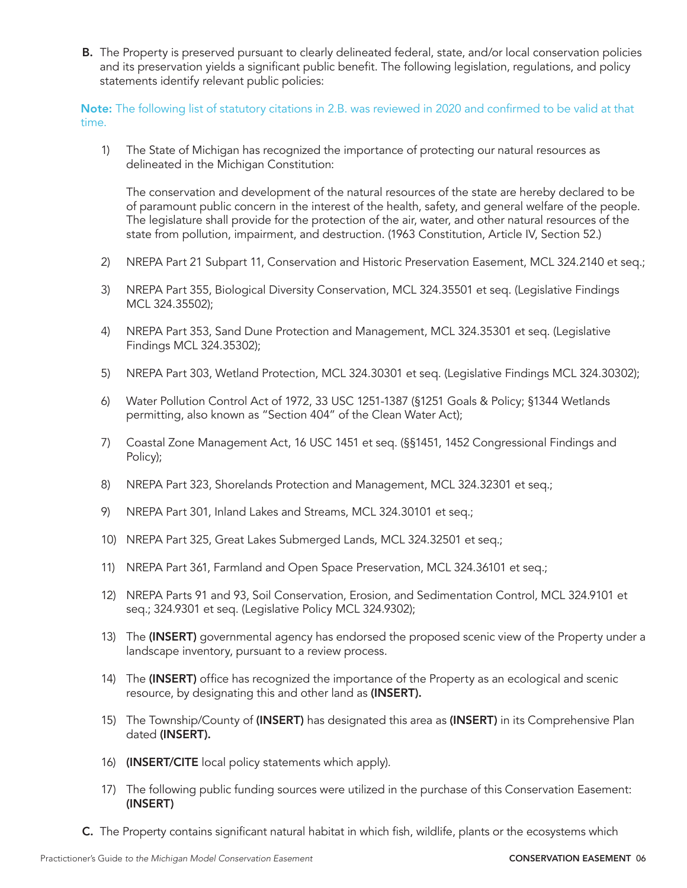**B.** The Property is preserved pursuant to clearly delineated federal, state, and/or local conservation policies and its preservation yields a significant public benefit. The following legislation, regulations, and policy statements identify relevant public policies:

**Note:** The following list of statutory citations in 2.B. was reviewed in 2020 and confirmed to be valid at that time.

1) The State of Michigan has recognized the importance of protecting our natural resources as delineated in the Michigan Constitution:

   The conservation and development of the natural resources of the state are hereby declared to be of paramount public concern in the interest of the health, safety, and general welfare of the people. The legislature shall provide for the protection of the air, water, and other natural resources of the state from pollution, impairment, and destruction. (1963 Constitution, Article IV, Section 52.)

2) NREPA Part 21 Subpart 11, Conservation and Historic Preservation Easement, MCL 324.2140 et seq.;

3) NREPA Part 355, Biological Diversity Conservation, MCL 324.35501 et seq. (Legislative Findings MCL 324.35502);

4) NREPA Part 353, Sand Dune Protection and Management, MCL 324.35301 et seq. (Legislative Findings MCL 324.35302);

5) NREPA Part 303, Wetland Protection, MCL 324.30301 et seq. (Legislative Findings MCL 324.30302);

6) Water Pollution Control Act of 1972, 33 USC 1251-1387 (§1251 Goals & Policy; §1344 Wetlands permitting, also known as "Section 404" of the Clean Water Act);

7) Coastal Zone Management Act, 16 USC 1451 et seq. (§§1451, 1452 Congressional Findings and Policy);

8) NREPA Part 323, Shorelands Protection and Management, MCL 324.32301 et seq.;

9) NREPA Part 301, Inland Lakes and Streams, MCL 324.30101 et seq.;

10) NREPA Part 325, Great Lakes Submerged Lands, MCL 324.32501 et seq.;

11) NREPA Part 361, Farmland and Open Space Preservation, MCL 324.36101 et seq.;

12) NREPA Parts 91 and 93, Soil Conservation, Erosion, and Sedimentation Control, MCL 324.9101 et seq.; 324.9301 et seq. (Legislative Policy MCL 324.9302);

13) The **(INSERT)** governmental agency has endorsed the proposed scenic view of the Property under a landscape inventory, pursuant to a review process.

14) The **(INSERT)** office has recognized the importance of the Property as an ecological and scenic resource, by designating this and other land as **(INSERT).**

15) The Township/County of **(INSERT)** has designated this area as **(INSERT)** in its Comprehensive Plan dated **(INSERT).**

16) **(INSERT/CITE** local policy statements which apply).

17) The following public funding sources were utilized in the purchase of this Conservation Easement: **(INSERT)**

**C.** The Property contains significant natural habitat in which fish, wildlife, plants or the ecosystems which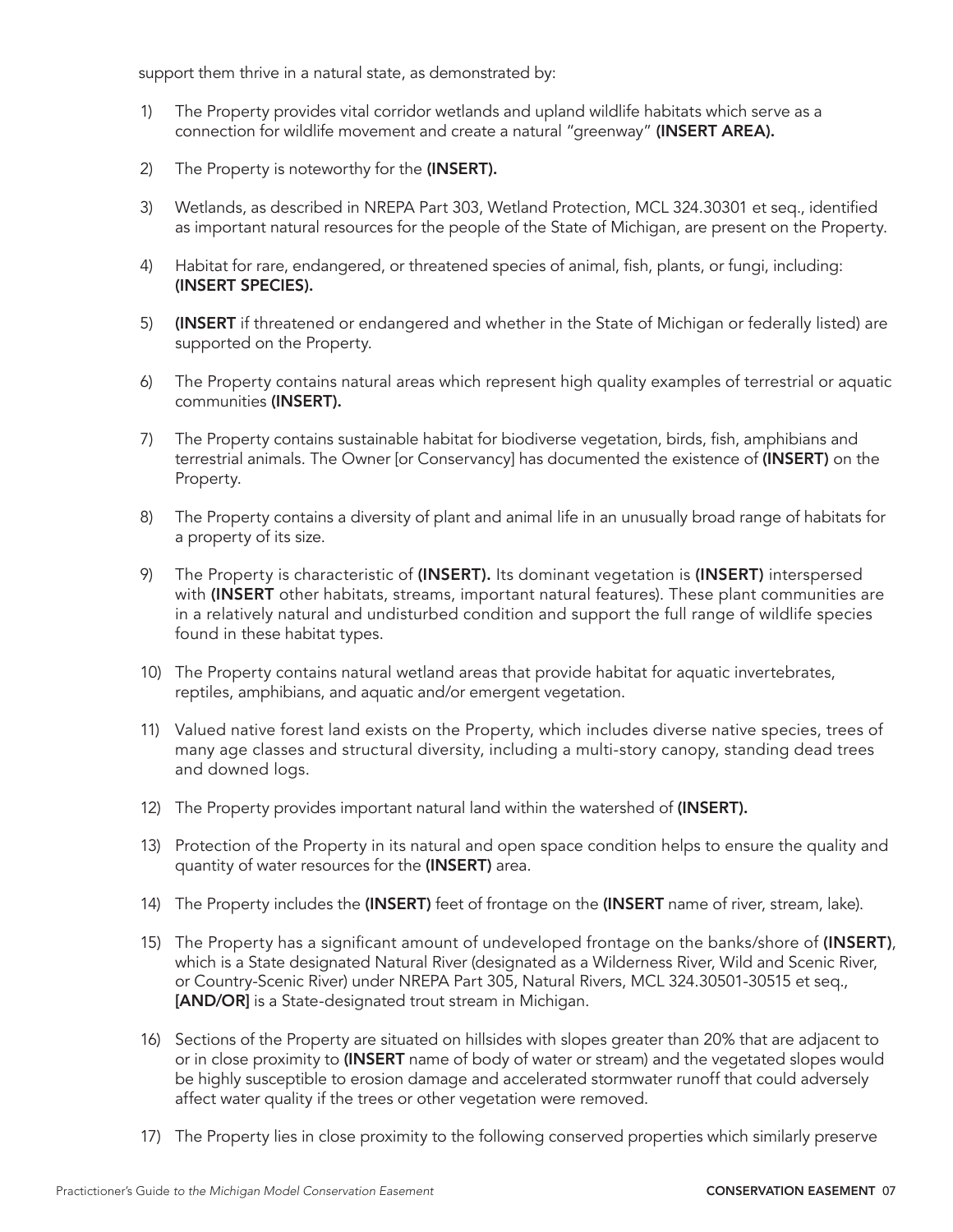support them thrive in a natural state, as demonstrated by:

1) The Property provides vital corridor wetlands and upland wildlife habitats which serve as a connection for wildlife movement and create a natural "greenway" **(INSERT AREA).**

2) The Property is noteworthy for the **(INSERT).**

3) Wetlands, as described in NREPA Part 303, Wetland Protection, MCL 324.30301 et seq., identified as important natural resources for the people of the State of Michigan, are present on the Property.

4) Habitat for rare, endangered, or threatened species of animal, fish, plants, or fungi, including: **(INSERT SPECIES).**

5) **(INSERT** if threatened or endangered and whether in the State of Michigan or federally listed) are supported on the Property.

6) The Property contains natural areas which represent high quality examples of terrestrial or aquatic communities **(INSERT).**

7) The Property contains sustainable habitat for biodiverse vegetation, birds, fish, amphibians and terrestrial animals. The Owner [or Conservancy] has documented the existence of **(INSERT)** on the Property.

8) The Property contains a diversity of plant and animal life in an unusually broad range of habitats for a property of its size.

9) The Property is characteristic of **(INSERT).** Its dominant vegetation is **(INSERT)** interspersed with **(INSERT** other habitats, streams, important natural features). These plant communities are in a relatively natural and undisturbed condition and support the full range of wildlife species found in these habitat types.

10) The Property contains natural wetland areas that provide habitat for aquatic invertebrates, reptiles, amphibians, and aquatic and/or emergent vegetation.

11) Valued native forest land exists on the Property, which includes diverse native species, trees of many age classes and structural diversity, including a multi-story canopy, standing dead trees and downed logs.

12) The Property provides important natural land within the watershed of **(INSERT).**

13) Protection of the Property in its natural and open space condition helps to ensure the quality and quantity of water resources for the **(INSERT)** area.

14) The Property includes the **(INSERT)** feet of frontage on the **(INSERT** name of river, stream, lake).

15) The Property has a significant amount of undeveloped frontage on the banks/shore of **(INSERT)**, which is a State designated Natural River (designated as a Wilderness River, Wild and Scenic River, or Country-Scenic River) under NREPA Part 305, Natural Rivers, MCL 324.30501-30515 et seq., **[AND/OR]** is a State-designated trout stream in Michigan.

16) Sections of the Property are situated on hillsides with slopes greater than 20% that are adjacent to or in close proximity to **(INSERT** name of body of water or stream) and the vegetated slopes would be highly susceptible to erosion damage and accelerated stormwater runoff that could adversely affect water quality if the trees or other vegetation were removed.

17) The Property lies in close proximity to the following conserved properties which similarly preserve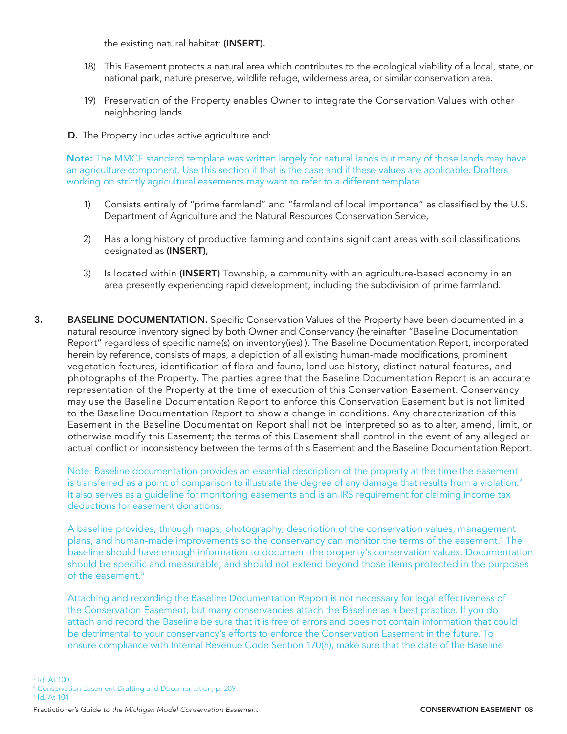the existing natural habitat: **(INSERT).**

18) This Easement protects a natural area which contributes to the ecological viability of a local, state, or national park, nature preserve, wildlife refuge, wilderness area, or similar conservation area.

19) Preservation of the Property enables Owner to integrate the Conservation Values with other neighboring lands.

**D.** The Property includes active agriculture and:

**Note:** The MMCE standard template was written largely for natural lands but many of those lands may have an agriculture component. Use this section if that is the case and if these values are applicable. Drafters working on strictly agricultural easements may want to refer to a different template.

1) Consists entirely of "prime farmland" and "farmland of local importance" as classified by the U.S. Department of Agriculture and the Natural Resources Conservation Service,

2) Has a long history of productive farming and contains significant areas with soil classifications designated as **(INSERT),**

3) Is located within **(INSERT)** Township, a community with an agriculture-based economy in an area presently experiencing rapid development, including the subdivision of prime farmland.

**3. BASELINE DOCUMENTATION.** Specific Conservation Values of the Property have been documented in a natural resource inventory signed by both Owner and Conservancy (hereinafter "Baseline Documentation Report" regardless of specific name(s) on inventory(ies) ). The Baseline Documentation Report, incorporated herein by reference, consists of maps, a depiction of all existing human-made modifications, prominent vegetation features, identification of flora and fauna, land use history, distinct natural features, and photographs of the Property. The parties agree that the Baseline Documentation Report is an accurate representation of the Property at the time of execution of this Conservation Easement. Conservancy may use the Baseline Documentation Report to enforce this Conservation Easement but is not limited to the Baseline Documentation Report to show a change in conditions. Any characterization of this Easement in the Baseline Documentation Report shall not be interpreted so as to alter, amend, limit, or otherwise modify this Easement; the terms of this Easement shall control in the event of any alleged or actual conflict or inconsistency between the terms of this Easement and the Baseline Documentation Report.

Note: Baseline documentation provides an essential description of the property at the time the easement is transferred as a point of comparison to illustrate the degree of any damage that results from a violation.[3] It also serves as a guideline for monitoring easements and is an IRS requirement for claiming income tax deductions for easement donations.

A baseline provides, through maps, photography, description of the conservation values, management plans, and human-made improvements so the conservancy can monitor the terms of the easement.[4] The baseline should have enough information to document the property's conservation values. Documentation should be specific and measurable, and should not extend beyond those items protected in the purposes of the easement.[5]

Attaching and recording the Baseline Documentation Report is not necessary for legal effectiveness of the Conservation Easement, but many conservancies attach the Baseline as a best practice. If you do attach and record the Baseline be sure that it is free of errors and does not contain information that could be detrimental to your conservancy's efforts to enforce the Conservation Easement in the future. To ensure compliance with Internal Revenue Code Section 170(h), make sure that the date of the Baseline

[3] Id. At 100
[4] Conservation Easement Drafting and Documentation, p. 209
[5] Id. At 104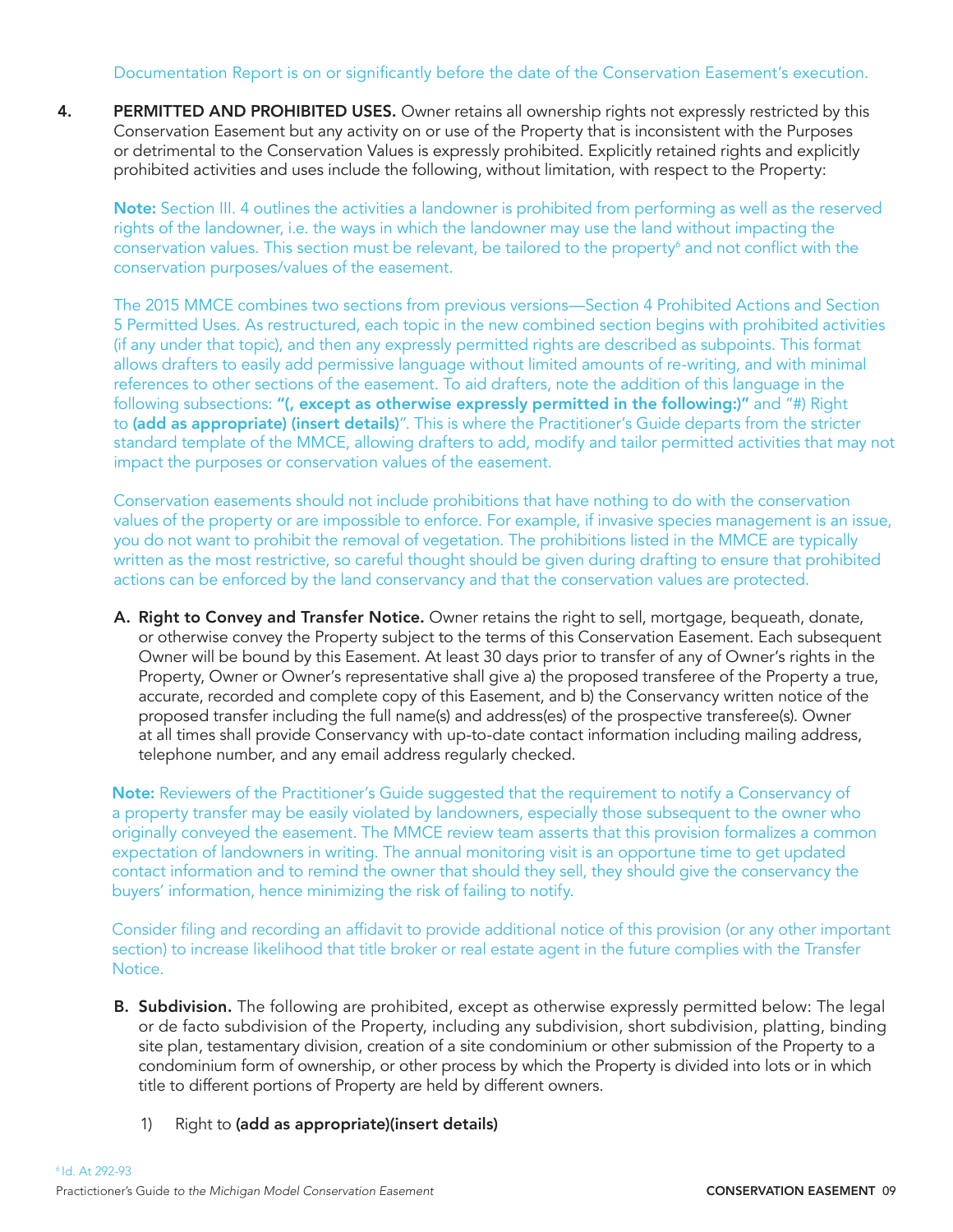Documentation Report is on or significantly before the date of the Conservation Easement's execution.

**4. PERMITTED AND PROHIBITED USES.** Owner retains all ownership rights not expressly restricted by this Conservation Easement but any activity on or use of the Property that is inconsistent with the Purposes or detrimental to the Conservation Values is expressly prohibited. Explicitly retained rights and explicitly prohibited activities and uses include the following, without limitation, with respect to the Property:

**Note:** Section III. 4 outlines the activities a landowner is prohibited from performing as well as the reserved rights of the landowner, i.e. the ways in which the landowner may use the land without impacting the conservation values. This section must be relevant, be tailored to the property[6] and not conflict with the conservation purposes/values of the easement.

The 2015 MMCE combines two sections from previous versions—Section 4 Prohibited Actions and Section 5 Permitted Uses. As restructured, each topic in the new combined section begins with prohibited activities (if any under that topic), and then any expressly permitted rights are described as subpoints. This format allows drafters to easily add permissive language without limited amounts of re-writing, and with minimal references to other sections of the easement. To aid drafters, note the addition of this language in the following subsections: **"(, except as otherwise expressly permitted in the following:)"** and "#) Right to **(add as appropriate) (insert details)**". This is where the Practitioner's Guide departs from the stricter standard template of the MMCE, allowing drafters to add, modify and tailor permitted activities that may not impact the purposes or conservation values of the easement.

Conservation easements should not include prohibitions that have nothing to do with the conservation values of the property or are impossible to enforce. For example, if invasive species management is an issue, you do not want to prohibit the removal of vegetation. The prohibitions listed in the MMCE are typically written as the most restrictive, so careful thought should be given during drafting to ensure that prohibited actions can be enforced by the land conservancy and that the conservation values are protected.

**A. Right to Convey and Transfer Notice.** Owner retains the right to sell, mortgage, bequeath, donate, or otherwise convey the Property subject to the terms of this Conservation Easement. Each subsequent Owner will be bound by this Easement. At least 30 days prior to transfer of any of Owner's rights in the Property, Owner or Owner's representative shall give a) the proposed transferee of the Property a true, accurate, recorded and complete copy of this Easement, and b) the Conservancy written notice of the proposed transfer including the full name(s) and address(es) of the prospective transferee(s). Owner at all times shall provide Conservancy with up-to-date contact information including mailing address, telephone number, and any email address regularly checked.

**Note:** Reviewers of the Practitioner's Guide suggested that the requirement to notify a Conservancy of a property transfer may be easily violated by landowners, especially those subsequent to the owner who originally conveyed the easement. The MMCE review team asserts that this provision formalizes a common expectation of landowners in writing. The annual monitoring visit is an opportune time to get updated contact information and to remind the owner that should they sell, they should give the conservancy the buyers' information, hence minimizing the risk of failing to notify.

Consider filing and recording an affidavit to provide additional notice of this provision (or any other important section) to increase likelihood that title broker or real estate agent in the future complies with the Transfer Notice.

**B. Subdivision.** The following are prohibited, except as otherwise expressly permitted below: The legal or de facto subdivision of the Property, including any subdivision, short subdivision, platting, binding site plan, testamentary division, creation of a site condominium or other submission of the Property to a condominium form of ownership, or other process by which the Property is divided into lots or in which title to different portions of Property are held by different owners.

1) Right to **(add as appropriate)(insert details)**

[6] Id. At 292-93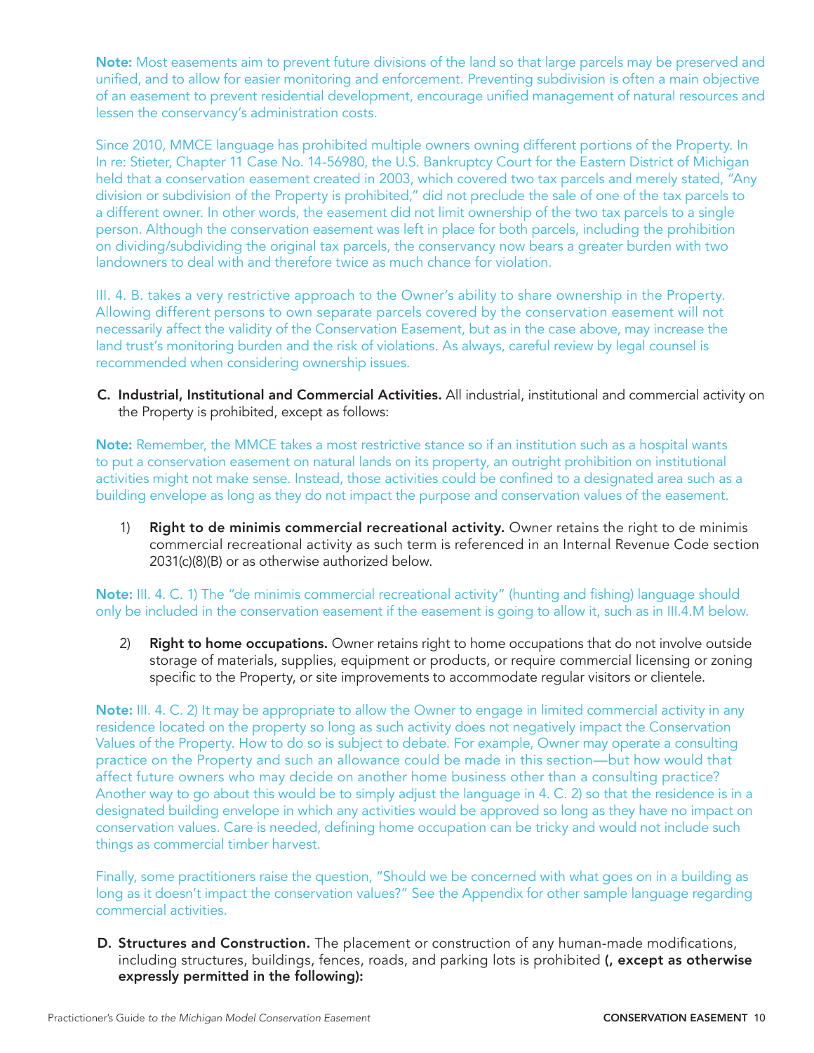**Note:** Most easements aim to prevent future divisions of the land so that large parcels may be preserved and unified, and to allow for easier monitoring and enforcement. Preventing subdivision is often a main objective of an easement to prevent residential development, encourage unified management of natural resources and lessen the conservancy's administration costs.

Since 2010, MMCE language has prohibited multiple owners owning different portions of the Property. In In re: Stieter, Chapter 11 Case No. 14-56980, the U.S. Bankruptcy Court for the Eastern District of Michigan held that a conservation easement created in 2003, which covered two tax parcels and merely stated, "Any division or subdivision of the Property is prohibited," did not preclude the sale of one of the tax parcels to a different owner. In other words, the easement did not limit ownership of the two tax parcels to a single person. Although the conservation easement was left in place for both parcels, including the prohibition on dividing/subdividing the original tax parcels, the conservancy now bears a greater burden with two landowners to deal with and therefore twice as much chance for violation.

III. 4. B. takes a very restrictive approach to the Owner's ability to share ownership in the Property. Allowing different persons to own separate parcels covered by the conservation easement will not necessarily affect the validity of the Conservation Easement, but as in the case above, may increase the land trust's monitoring burden and the risk of violations. As always, careful review by legal counsel is recommended when considering ownership issues.

**C. Industrial, Institutional and Commercial Activities.** All industrial, institutional and commercial activity on the Property is prohibited, except as follows:

**Note:** Remember, the MMCE takes a most restrictive stance so if an institution such as a hospital wants to put a conservation easement on natural lands on its property, an outright prohibition on institutional activities might not make sense. Instead, those activities could be confined to a designated area such as a building envelope as long as they do not impact the purpose and conservation values of the easement.

1) **Right to de minimis commercial recreational activity.** Owner retains the right to de minimis commercial recreational activity as such term is referenced in an Internal Revenue Code section 2031(c)(8)(B) or as otherwise authorized below.

**Note:** III. 4. C. 1) The "de minimis commercial recreational activity" (hunting and fishing) language should only be included in the conservation easement if the easement is going to allow it, such as in III.4.M below.

2) **Right to home occupations.** Owner retains right to home occupations that do not involve outside storage of materials, supplies, equipment or products, or require commercial licensing or zoning specific to the Property, or site improvements to accommodate regular visitors or clientele.

**Note:** III. 4. C. 2) It may be appropriate to allow the Owner to engage in limited commercial activity in any residence located on the property so long as such activity does not negatively impact the Conservation Values of the Property. How to do so is subject to debate. For example, Owner may operate a consulting practice on the Property and such an allowance could be made in this section—but how would that affect future owners who may decide on another home business other than a consulting practice? Another way to go about this would be to simply adjust the language in 4. C. 2) so that the residence is in a designated building envelope in which any activities would be approved so long as they have no impact on conservation values. Care is needed, defining home occupation can be tricky and would not include such things as commercial timber harvest.

Finally, some practitioners raise the question, "Should we be concerned with what goes on in a building as long as it doesn't impact the conservation values?" See the Appendix for other sample language regarding commercial activities.

**D. Structures and Construction.** The placement or construction of any human-made modifications, including structures, buildings, fences, roads, and parking lots is prohibited **(, except as otherwise expressly permitted in the following):**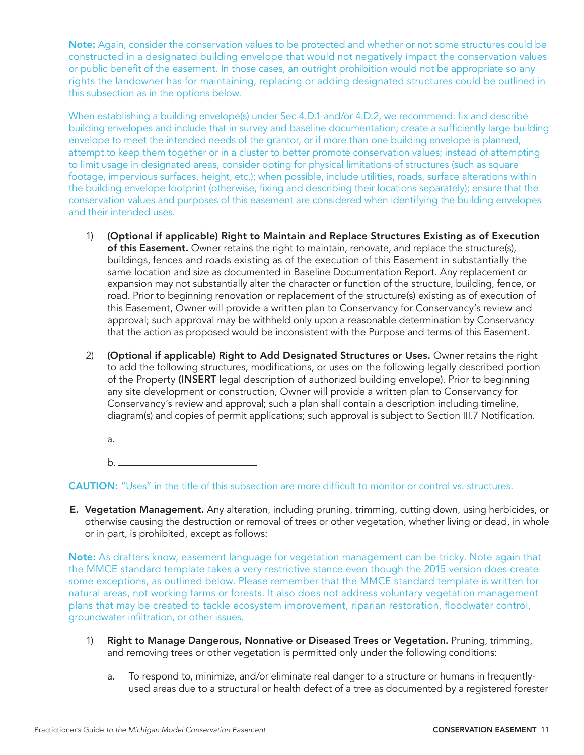**Note:** Again, consider the conservation values to be protected and whether or not some structures could be constructed in a designated building envelope that would not negatively impact the conservation values or public benefit of the easement. In those cases, an outright prohibition would not be appropriate so any rights the landowner has for maintaining, replacing or adding designated structures could be outlined in this subsection as in the options below.

When establishing a building envelope(s) under Sec 4.D.1 and/or 4.D.2, we recommend: fix and describe building envelopes and include that in survey and baseline documentation; create a sufficiently large building envelope to meet the intended needs of the grantor, or if more than one building envelope is planned, attempt to keep them together or in a cluster to better promote conservation values; instead of attempting to limit usage in designated areas, consider opting for physical limitations of structures (such as square footage, impervious surfaces, height, etc.); when possible, include utilities, roads, surface alterations within the building envelope footprint (otherwise, fixing and describing their locations separately); ensure that the conservation values and purposes of this easement are considered when identifying the building envelopes and their intended uses.

1) **(Optional if applicable) Right to Maintain and Replace Structures Existing as of Execution of this Easement.** Owner retains the right to maintain, renovate, and replace the structure(s), buildings, fences and roads existing as of the execution of this Easement in substantially the same location and size as documented in Baseline Documentation Report. Any replacement or expansion may not substantially alter the character or function of the structure, building, fence, or road. Prior to beginning renovation or replacement of the structure(s) existing as of execution of this Easement, Owner will provide a written plan to Conservancy for Conservancy's review and approval; such approval may be withheld only upon a reasonable determination by Conservancy that the action as proposed would be inconsistent with the Purpose and terms of this Easement.

2) **(Optional if applicable) Right to Add Designated Structures or Uses.** Owner retains the right to add the following structures, modifications, or uses on the following legally described portion of the Property **(INSERT** legal description of authorized building envelope). Prior to beginning any site development or construction, Owner will provide a written plan to Conservancy for Conservancy's review and approval; such a plan shall contain a description including timeline, diagram(s) and copies of permit applications; such approval is subject to Section III.7 Notification.

   a. ______________________________

   b. ______________________________

**CAUTION:** "Uses" in the title of this subsection are more difficult to monitor or control vs. structures.

**E. Vegetation Management.** Any alteration, including pruning, trimming, cutting down, using herbicides, or otherwise causing the destruction or removal of trees or other vegetation, whether living or dead, in whole or in part, is prohibited, except as follows:

**Note:** As drafters know, easement language for vegetation management can be tricky. Note again that the MMCE standard template takes a very restrictive stance even though the 2015 version does create some exceptions, as outlined below. Please remember that the MMCE standard template is written for natural areas, not working farms or forests. It also does not address voluntary vegetation management plans that may be created to tackle ecosystem improvement, riparian restoration, floodwater control, groundwater infiltration, or other issues.

1) **Right to Manage Dangerous, Nonnative or Diseased Trees or Vegetation.** Pruning, trimming, and removing trees or other vegetation is permitted only under the following conditions:

   a. To respond to, minimize, and/or eliminate real danger to a structure or humans in frequently-used areas due to a structural or health defect of a tree as documented by a registered forester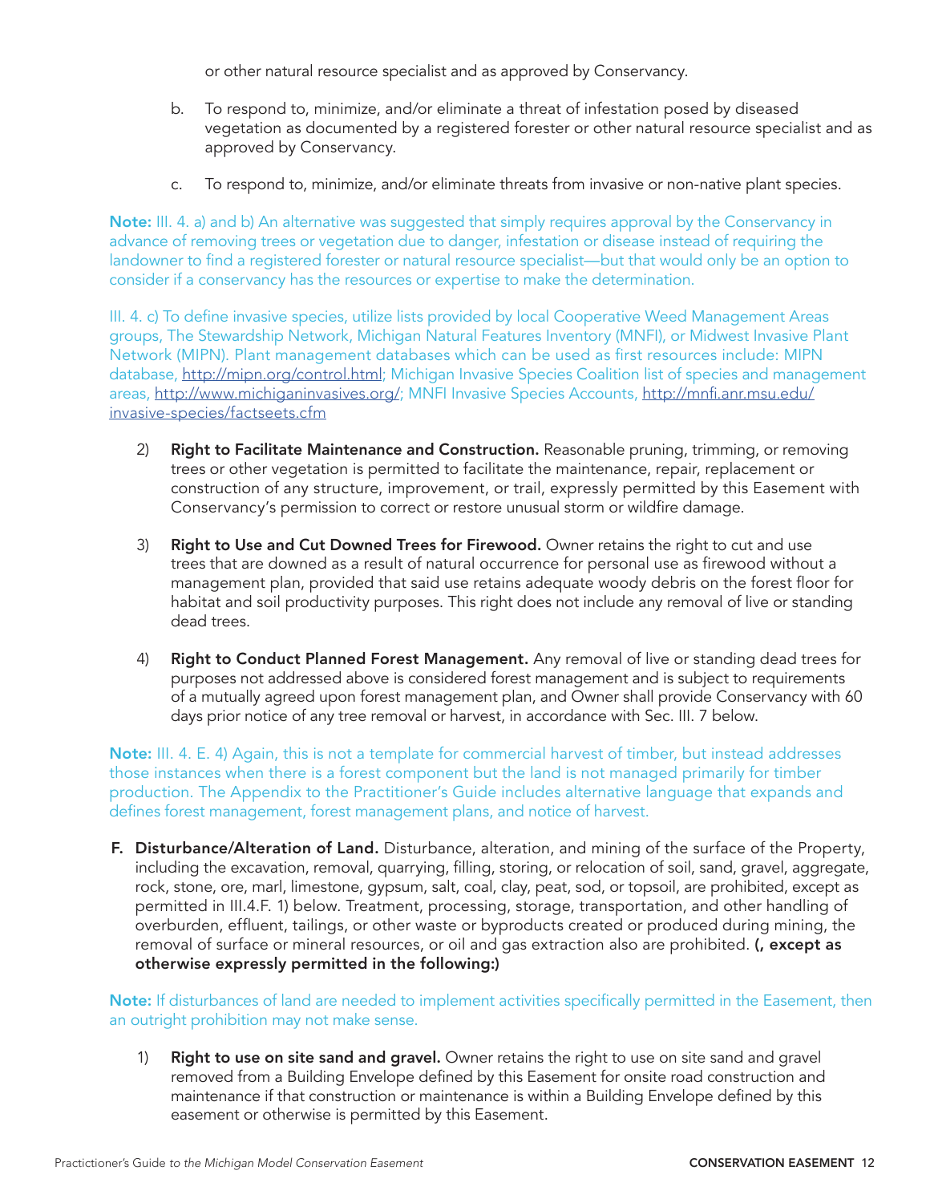or other natural resource specialist and as approved by Conservancy.

b. To respond to, minimize, and/or eliminate a threat of infestation posed by diseased vegetation as documented by a registered forester or other natural resource specialist and as approved by Conservancy.

c. To respond to, minimize, and/or eliminate threats from invasive or non-native plant species.

**Note:** III. 4. a) and b) An alternative was suggested that simply requires approval by the Conservancy in advance of removing trees or vegetation due to danger, infestation or disease instead of requiring the landowner to find a registered forester or natural resource specialist—but that would only be an option to consider if a conservancy has the resources or expertise to make the determination.

III. 4. c) To define invasive species, utilize lists provided by local Cooperative Weed Management Areas groups, The Stewardship Network, Michigan Natural Features Inventory (MNFI), or Midwest Invasive Plant Network (MIPN). Plant management databases which can be used as first resources include: MIPN database, http://mipn.org/control.html; Michigan Invasive Species Coalition list of species and management areas, http://www.michiganinvasives.org/; MNFI Invasive Species Accounts, http://mnfi.anr.msu.edu/invasive-species/factseets.cfm

2) **Right to Facilitate Maintenance and Construction.** Reasonable pruning, trimming, or removing trees or other vegetation is permitted to facilitate the maintenance, repair, replacement or construction of any structure, improvement, or trail, expressly permitted by this Easement with Conservancy's permission to correct or restore unusual storm or wildfire damage.

3) **Right to Use and Cut Downed Trees for Firewood.** Owner retains the right to cut and use trees that are downed as a result of natural occurrence for personal use as firewood without a management plan, provided that said use retains adequate woody debris on the forest floor for habitat and soil productivity purposes. This right does not include any removal of live or standing dead trees.

4) **Right to Conduct Planned Forest Management.** Any removal of live or standing dead trees for purposes not addressed above is considered forest management and is subject to requirements of a mutually agreed upon forest management plan, and Owner shall provide Conservancy with 60 days prior notice of any tree removal or harvest, in accordance with Sec. III. 7 below.

**Note:** III. 4. E. 4) Again, this is not a template for commercial harvest of timber, but instead addresses those instances when there is a forest component but the land is not managed primarily for timber production. The Appendix to the Practitioner's Guide includes alternative language that expands and defines forest management, forest management plans, and notice of harvest.

**F. Disturbance/Alteration of Land.** Disturbance, alteration, and mining of the surface of the Property, including the excavation, removal, quarrying, filling, storing, or relocation of soil, sand, gravel, aggregate, rock, stone, ore, marl, limestone, gypsum, salt, coal, clay, peat, sod, or topsoil, are prohibited, except as permitted in III.4.F. 1) below. Treatment, processing, storage, transportation, and other handling of overburden, effluent, tailings, or other waste or byproducts created or produced during mining, the removal of surface or mineral resources, or oil and gas extraction also are prohibited. **(, except as otherwise expressly permitted in the following:)**

**Note:** If disturbances of land are needed to implement activities specifically permitted in the Easement, then an outright prohibition may not make sense.

1) **Right to use on site sand and gravel.** Owner retains the right to use on site sand and gravel removed from a Building Envelope defined by this Easement for onsite road construction and maintenance if that construction or maintenance is within a Building Envelope defined by this easement or otherwise is permitted by this Easement.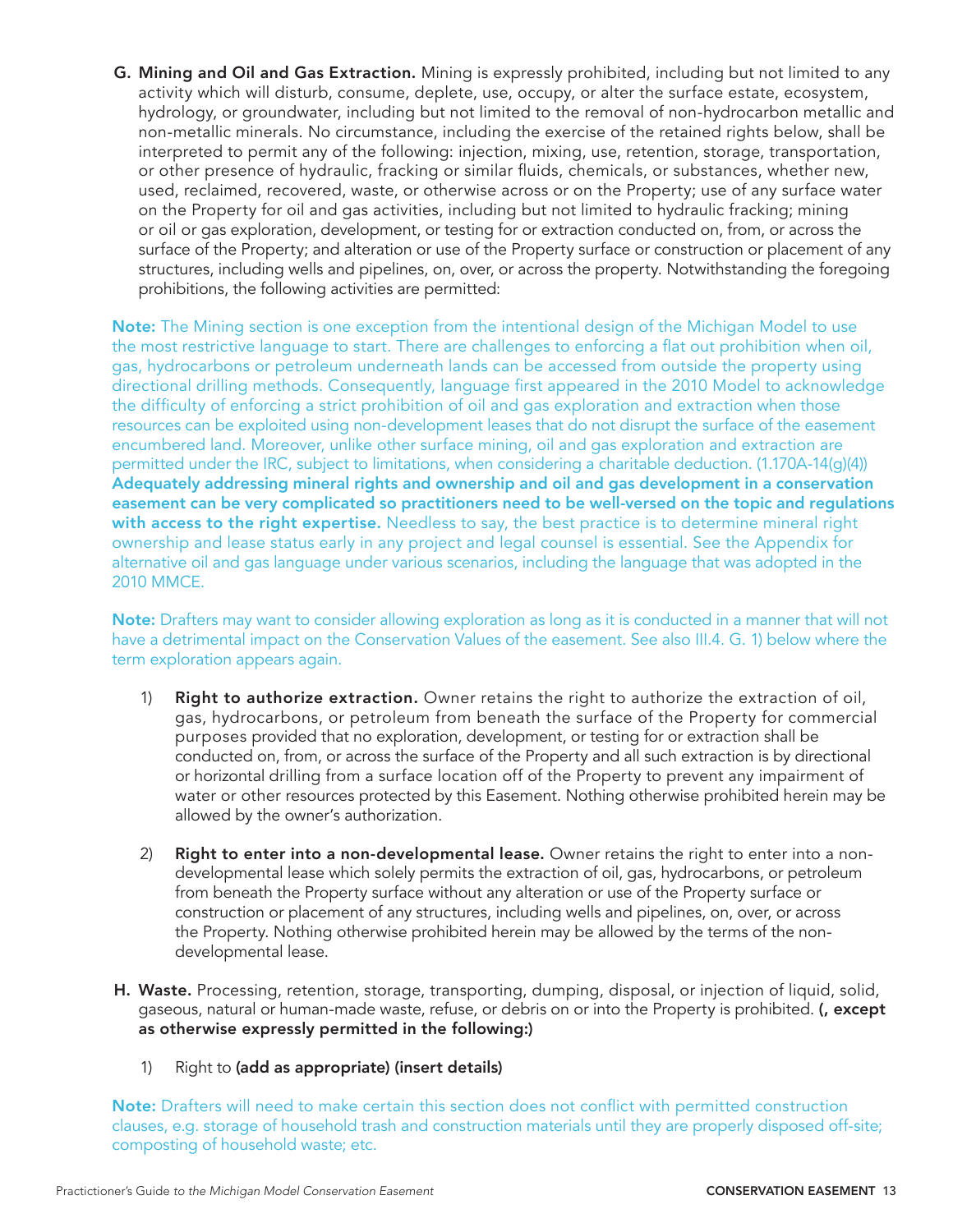**G. Mining and Oil and Gas Extraction.** Mining is expressly prohibited, including but not limited to any activity which will disturb, consume, deplete, use, occupy, or alter the surface estate, ecosystem, hydrology, or groundwater, including but not limited to the removal of non-hydrocarbon metallic and non-metallic minerals. No circumstance, including the exercise of the retained rights below, shall be interpreted to permit any of the following: injection, mixing, use, retention, storage, transportation, or other presence of hydraulic, fracking or similar fluids, chemicals, or substances, whether new, used, reclaimed, recovered, waste, or otherwise across or on the Property; use of any surface water on the Property for oil and gas activities, including but not limited to hydraulic fracking; mining or oil or gas exploration, development, or testing for or extraction conducted on, from, or across the surface of the Property; and alteration or use of the Property surface or construction or placement of any structures, including wells and pipelines, on, over, or across the property. Notwithstanding the foregoing prohibitions, the following activities are permitted:

**Note:** The Mining section is one exception from the intentional design of the Michigan Model to use the most restrictive language to start. There are challenges to enforcing a flat out prohibition when oil, gas, hydrocarbons or petroleum underneath lands can be accessed from outside the property using directional drilling methods. Consequently, language first appeared in the 2010 Model to acknowledge the difficulty of enforcing a strict prohibition of oil and gas exploration and extraction when those resources can be exploited using non-development leases that do not disrupt the surface of the easement encumbered land. Moreover, unlike other surface mining, oil and gas exploration and extraction are permitted under the IRC, subject to limitations, when considering a charitable deduction. (1.170A-14(g)(4)) **Adequately addressing mineral rights and ownership and oil and gas development in a conservation easement can be very complicated so practitioners need to be well-versed on the topic and regulations with access to the right expertise.** Needless to say, the best practice is to determine mineral right ownership and lease status early in any project and legal counsel is essential. See the Appendix for alternative oil and gas language under various scenarios, including the language that was adopted in the 2010 MMCE.

**Note:** Drafters may want to consider allowing exploration as long as it is conducted in a manner that will not have a detrimental impact on the Conservation Values of the easement. See also III.4. G. 1) below where the term exploration appears again.

1) **Right to authorize extraction.** Owner retains the right to authorize the extraction of oil, gas, hydrocarbons, or petroleum from beneath the surface of the Property for commercial purposes provided that no exploration, development, or testing for or extraction shall be conducted on, from, or across the surface of the Property and all such extraction is by directional or horizontal drilling from a surface location off of the Property to prevent any impairment of water or other resources protected by this Easement. Nothing otherwise prohibited herein may be allowed by the owner's authorization.

2) **Right to enter into a non-developmental lease.** Owner retains the right to enter into a non-developmental lease which solely permits the extraction of oil, gas, hydrocarbons, or petroleum from beneath the Property surface without any alteration or use of the Property surface or construction or placement of any structures, including wells and pipelines, on, over, or across the Property. Nothing otherwise prohibited herein may be allowed by the terms of the non-developmental lease.

**H. Waste.** Processing, retention, storage, transporting, dumping, disposal, or injection of liquid, solid, gaseous, natural or human-made waste, refuse, or debris on or into the Property is prohibited. **(, except as otherwise expressly permitted in the following:)**

1) Right to **(add as appropriate) (insert details)**

**Note:** Drafters will need to make certain this section does not conflict with permitted construction clauses, e.g. storage of household trash and construction materials until they are properly disposed off-site; composting of household waste; etc.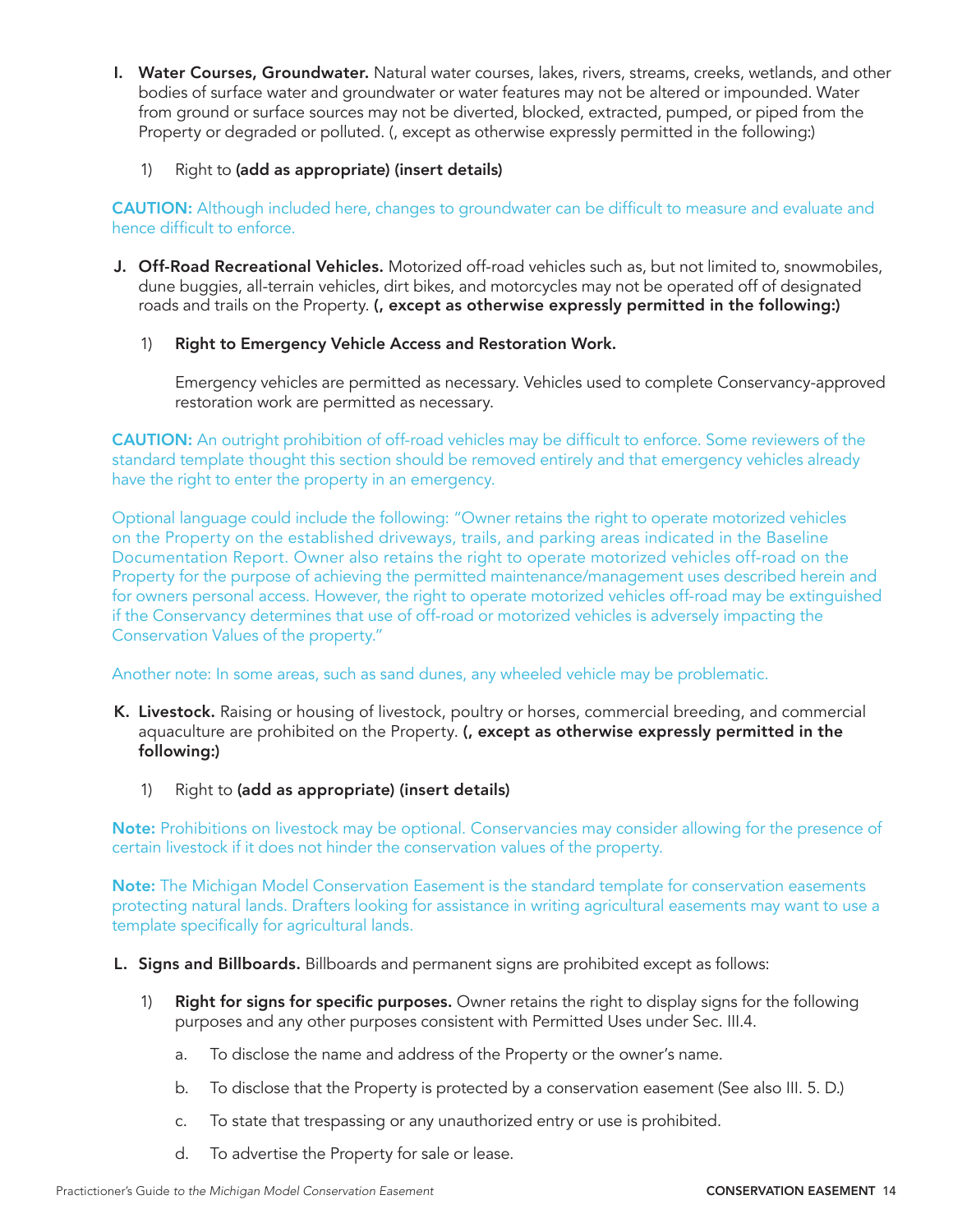I. **Water Courses, Groundwater.** Natural water courses, lakes, rivers, streams, creeks, wetlands, and other bodies of surface water and groundwater or water features may not be altered or impounded. Water from ground or surface sources may not be diverted, blocked, extracted, pumped, or piped from the Property or degraded or polluted. (, except as otherwise expressly permitted in the following:)

   1) Right to **(add as appropriate) (insert details)**

**CAUTION:** Although included here, changes to groundwater can be difficult to measure and evaluate and hence difficult to enforce.

J. **Off-Road Recreational Vehicles.** Motorized off-road vehicles such as, but not limited to, snowmobiles, dune buggies, all-terrain vehicles, dirt bikes, and motorcycles may not be operated off of designated roads and trails on the Property. **(, except as otherwise expressly permitted in the following:)**

   1) **Right to Emergency Vehicle Access and Restoration Work.**

   Emergency vehicles are permitted as necessary. Vehicles used to complete Conservancy-approved restoration work are permitted as necessary.

**CAUTION:** An outright prohibition of off-road vehicles may be difficult to enforce. Some reviewers of the standard template thought this section should be removed entirely and that emergency vehicles already have the right to enter the property in an emergency.

Optional language could include the following: "Owner retains the right to operate motorized vehicles on the Property on the established driveways, trails, and parking areas indicated in the Baseline Documentation Report. Owner also retains the right to operate motorized vehicles off-road on the Property for the purpose of achieving the permitted maintenance/management uses described herein and for owners personal access. However, the right to operate motorized vehicles off-road may be extinguished if the Conservancy determines that use of off-road or motorized vehicles is adversely impacting the Conservation Values of the property."

Another note: In some areas, such as sand dunes, any wheeled vehicle may be problematic.

K. **Livestock.** Raising or housing of livestock, poultry or horses, commercial breeding, and commercial aquaculture are prohibited on the Property. **(, except as otherwise expressly permitted in the following:)**

   1) Right to **(add as appropriate) (insert details)**

**Note:** Prohibitions on livestock may be optional. Conservancies may consider allowing for the presence of certain livestock if it does not hinder the conservation values of the property.

**Note:** The Michigan Model Conservation Easement is the standard template for conservation easements protecting natural lands. Drafters looking for assistance in writing agricultural easements may want to use a template specifically for agricultural lands.

L. **Signs and Billboards.** Billboards and permanent signs are prohibited except as follows:

   1) **Right for signs for specific purposes.** Owner retains the right to display signs for the following purposes and any other purposes consistent with Permitted Uses under Sec. III.4.

      a. To disclose the name and address of the Property or the owner's name.

      b. To disclose that the Property is protected by a conservation easement (See also III. 5. D.)

      c. To state that trespassing or any unauthorized entry or use is prohibited.

      d. To advertise the Property for sale or lease.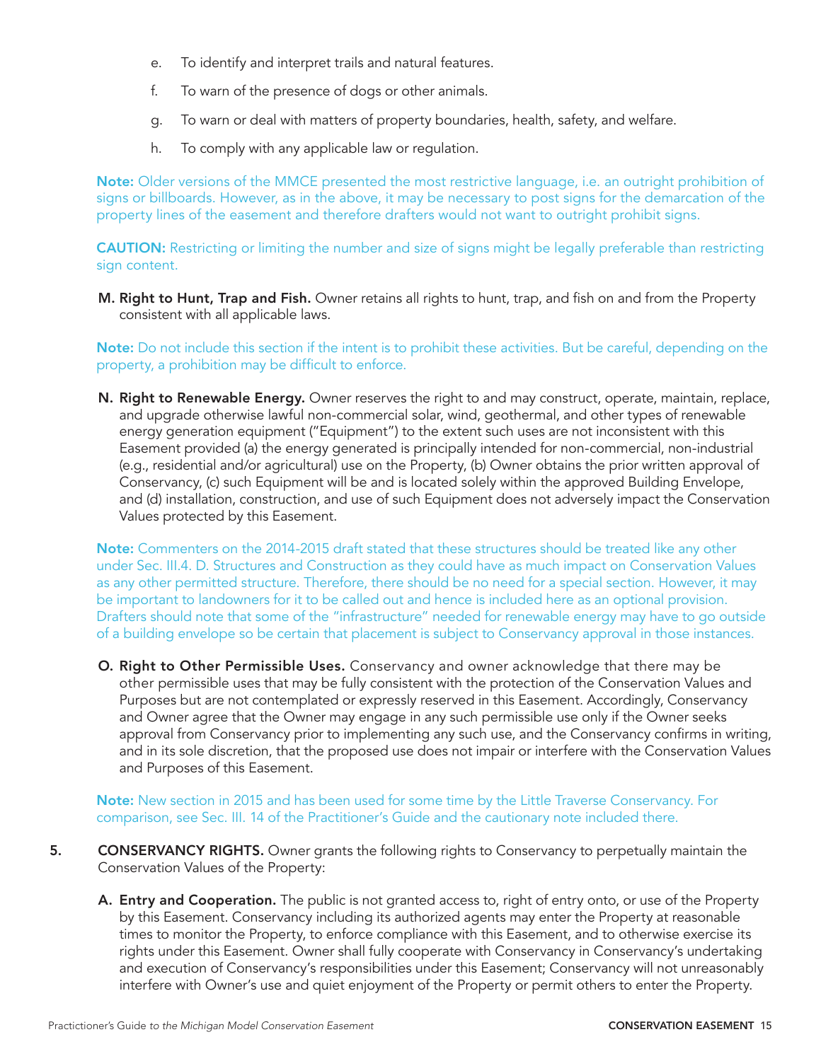e. To identify and interpret trails and natural features.

f. To warn of the presence of dogs or other animals.

g. To warn or deal with matters of property boundaries, health, safety, and welfare.

h. To comply with any applicable law or regulation.

**Note:** Older versions of the MMCE presented the most restrictive language, i.e. an outright prohibition of signs or billboards. However, as in the above, it may be necessary to post signs for the demarcation of the property lines of the easement and therefore drafters would not want to outright prohibit signs.

**CAUTION:** Restricting or limiting the number and size of signs might be legally preferable than restricting sign content.

**M. Right to Hunt, Trap and Fish.** Owner retains all rights to hunt, trap, and fish on and from the Property consistent with all applicable laws.

**Note:** Do not include this section if the intent is to prohibit these activities. But be careful, depending on the property, a prohibition may be difficult to enforce.

**N. Right to Renewable Energy.** Owner reserves the right to and may construct, operate, maintain, replace, and upgrade otherwise lawful non-commercial solar, wind, geothermal, and other types of renewable energy generation equipment ("Equipment") to the extent such uses are not inconsistent with this Easement provided (a) the energy generated is principally intended for non-commercial, non-industrial (e.g., residential and/or agricultural) use on the Property, (b) Owner obtains the prior written approval of Conservancy, (c) such Equipment will be and is located solely within the approved Building Envelope, and (d) installation, construction, and use of such Equipment does not adversely impact the Conservation Values protected by this Easement.

**Note:** Commenters on the 2014-2015 draft stated that these structures should be treated like any other under Sec. III.4. D. Structures and Construction as they could have as much impact on Conservation Values as any other permitted structure. Therefore, there should be no need for a special section. However, it may be important to landowners for it to be called out and hence is included here as an optional provision. Drafters should note that some of the "infrastructure" needed for renewable energy may have to go outside of a building envelope so be certain that placement is subject to Conservancy approval in those instances.

**O. Right to Other Permissible Uses.** Conservancy and owner acknowledge that there may be other permissible uses that may be fully consistent with the protection of the Conservation Values and Purposes but are not contemplated or expressly reserved in this Easement. Accordingly, Conservancy and Owner agree that the Owner may engage in any such permissible use only if the Owner seeks approval from Conservancy prior to implementing any such use, and the Conservancy confirms in writing, and in its sole discretion, that the proposed use does not impair or interfere with the Conservation Values and Purposes of this Easement.

**Note:** New section in 2015 and has been used for some time by the Little Traverse Conservancy. For comparison, see Sec. III. 14 of the Practitioner's Guide and the cautionary note included there.

**5. CONSERVANCY RIGHTS.** Owner grants the following rights to Conservancy to perpetually maintain the Conservation Values of the Property:

**A. Entry and Cooperation.** The public is not granted access to, right of entry onto, or use of the Property by this Easement. Conservancy including its authorized agents may enter the Property at reasonable times to monitor the Property, to enforce compliance with this Easement, and to otherwise exercise its rights under this Easement. Owner shall fully cooperate with Conservancy in Conservancy's undertaking and execution of Conservancy's responsibilities under this Easement; Conservancy will not unreasonably interfere with Owner's use and quiet enjoyment of the Property or permit others to enter the Property.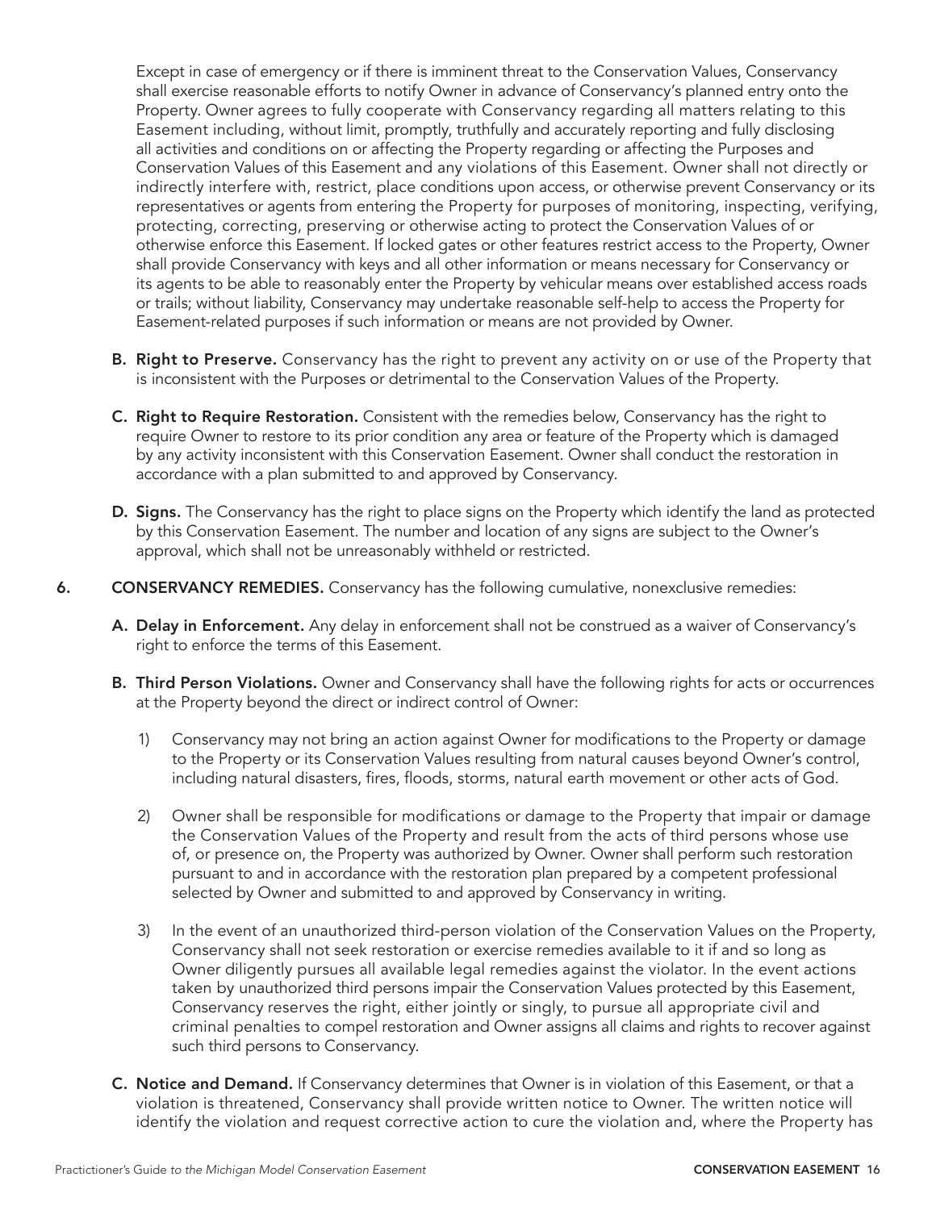Except in case of emergency or if there is imminent threat to the Conservation Values, Conservancy shall exercise reasonable efforts to notify Owner in advance of Conservancy's planned entry onto the Property. Owner agrees to fully cooperate with Conservancy regarding all matters relating to this Easement including, without limit, promptly, truthfully and accurately reporting and fully disclosing all activities and conditions on or affecting the Property regarding or affecting the Purposes and Conservation Values of this Easement and any violations of this Easement. Owner shall not directly or indirectly interfere with, restrict, place conditions upon access, or otherwise prevent Conservancy or its representatives or agents from entering the Property for purposes of monitoring, inspecting, verifying, protecting, correcting, preserving or otherwise acting to protect the Conservation Values of or otherwise enforce this Easement. If locked gates or other features restrict access to the Property, Owner shall provide Conservancy with keys and all other information or means necessary for Conservancy or its agents to be able to reasonably enter the Property by vehicular means over established access roads or trails; without liability, Conservancy may undertake reasonable self-help to access the Property for Easement-related purposes if such information or means are not provided by Owner.

**B. Right to Preserve.** Conservancy has the right to prevent any activity on or use of the Property that is inconsistent with the Purposes or detrimental to the Conservation Values of the Property.

**C. Right to Require Restoration.** Consistent with the remedies below, Conservancy has the right to require Owner to restore to its prior condition any area or feature of the Property which is damaged by any activity inconsistent with this Conservation Easement. Owner shall conduct the restoration in accordance with a plan submitted to and approved by Conservancy.

**D. Signs.** The Conservancy has the right to place signs on the Property which identify the land as protected by this Conservation Easement. The number and location of any signs are subject to the Owner's approval, which shall not be unreasonably withheld or restricted.

**6. CONSERVANCY REMEDIES.** Conservancy has the following cumulative, nonexclusive remedies:

**A. Delay in Enforcement.** Any delay in enforcement shall not be construed as a waiver of Conservancy's right to enforce the terms of this Easement.

**B. Third Person Violations.** Owner and Conservancy shall have the following rights for acts or occurrences at the Property beyond the direct or indirect control of Owner:

1) Conservancy may not bring an action against Owner for modifications to the Property or damage to the Property or its Conservation Values resulting from natural causes beyond Owner's control, including natural disasters, fires, floods, storms, natural earth movement or other acts of God.

2) Owner shall be responsible for modifications or damage to the Property that impair or damage the Conservation Values of the Property and result from the acts of third persons whose use of, or presence on, the Property was authorized by Owner. Owner shall perform such restoration pursuant to and in accordance with the restoration plan prepared by a competent professional selected by Owner and submitted to and approved by Conservancy in writing.

3) In the event of an unauthorized third-person violation of the Conservation Values on the Property, Conservancy shall not seek restoration or exercise remedies available to it if and so long as Owner diligently pursues all available legal remedies against the violator. In the event actions taken by unauthorized third persons impair the Conservation Values protected by this Easement, Conservancy reserves the right, either jointly or singly, to pursue all appropriate civil and criminal penalties to compel restoration and Owner assigns all claims and rights to recover against such third persons to Conservancy.

**C. Notice and Demand.** If Conservancy determines that Owner is in violation of this Easement, or that a violation is threatened, Conservancy shall provide written notice to Owner. The written notice will identify the violation and request corrective action to cure the violation and, where the Property has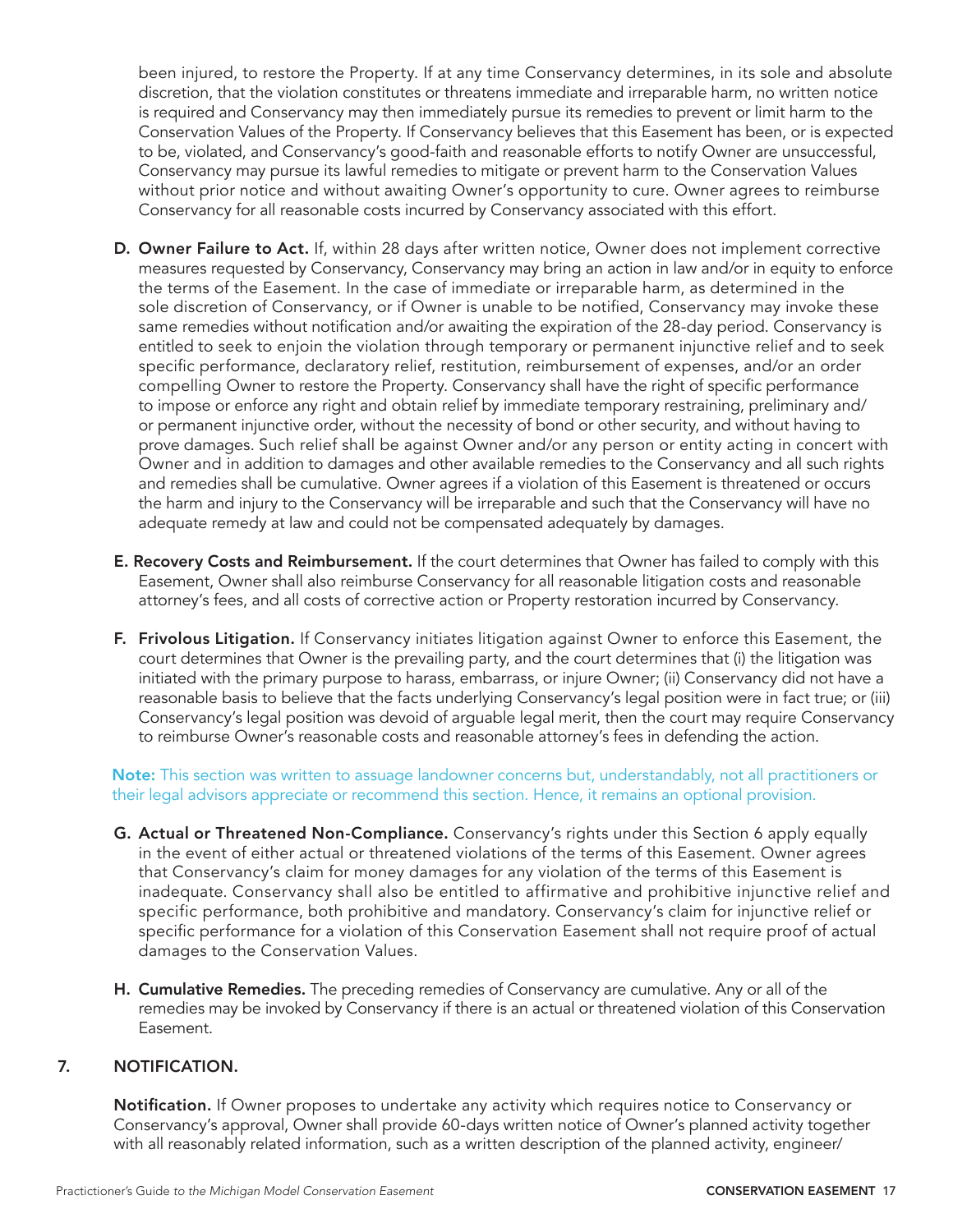been injured, to restore the Property. If at any time Conservancy determines, in its sole and absolute discretion, that the violation constitutes or threatens immediate and irreparable harm, no written notice is required and Conservancy may then immediately pursue its remedies to prevent or limit harm to the Conservation Values of the Property. If Conservancy believes that this Easement has been, or is expected to be, violated, and Conservancy's good-faith and reasonable efforts to notify Owner are unsuccessful, Conservancy may pursue its lawful remedies to mitigate or prevent harm to the Conservation Values without prior notice and without awaiting Owner's opportunity to cure. Owner agrees to reimburse Conservancy for all reasonable costs incurred by Conservancy associated with this effort.

D. **Owner Failure to Act.** If, within 28 days after written notice, Owner does not implement corrective measures requested by Conservancy, Conservancy may bring an action in law and/or in equity to enforce the terms of the Easement. In the case of immediate or irreparable harm, as determined in the sole discretion of Conservancy, or if Owner is unable to be notified, Conservancy may invoke these same remedies without notification and/or awaiting the expiration of the 28-day period. Conservancy is entitled to seek to enjoin the violation through temporary or permanent injunctive relief and to seek specific performance, declaratory relief, restitution, reimbursement of expenses, and/or an order compelling Owner to restore the Property. Conservancy shall have the right of specific performance to impose or enforce any right and obtain relief by immediate temporary restraining, preliminary and/or permanent injunctive order, without the necessity of bond or other security, and without having to prove damages. Such relief shall be against Owner and/or any person or entity acting in concert with Owner and in addition to damages and other available remedies to the Conservancy and all such rights and remedies shall be cumulative. Owner agrees if a violation of this Easement is threatened or occurs the harm and injury to the Conservancy will be irreparable and such that the Conservancy will have no adequate remedy at law and could not be compensated adequately by damages.

E. **Recovery Costs and Reimbursement.** If the court determines that Owner has failed to comply with this Easement, Owner shall also reimburse Conservancy for all reasonable litigation costs and reasonable attorney's fees, and all costs of corrective action or Property restoration incurred by Conservancy.

F. **Frivolous Litigation.** If Conservancy initiates litigation against Owner to enforce this Easement, the court determines that Owner is the prevailing party, and the court determines that (i) the litigation was initiated with the primary purpose to harass, embarrass, or injure Owner; (ii) Conservancy did not have a reasonable basis to believe that the facts underlying Conservancy's legal position were in fact true; or (iii) Conservancy's legal position was devoid of arguable legal merit, then the court may require Conservancy to reimburse Owner's reasonable costs and reasonable attorney's fees in defending the action.

**Note:** This section was written to assuage landowner concerns but, understandably, not all practitioners or their legal advisors appreciate or recommend this section. Hence, it remains an optional provision.

G. **Actual or Threatened Non-Compliance.** Conservancy's rights under this Section 6 apply equally in the event of either actual or threatened violations of the terms of this Easement. Owner agrees that Conservancy's claim for money damages for any violation of the terms of this Easement is inadequate. Conservancy shall also be entitled to affirmative and prohibitive injunctive relief and specific performance, both prohibitive and mandatory. Conservancy's claim for injunctive relief or specific performance for a violation of this Conservation Easement shall not require proof of actual damages to the Conservation Values.

H. **Cumulative Remedies.** The preceding remedies of Conservancy are cumulative. Any or all of the remedies may be invoked by Conservancy if there is an actual or threatened violation of this Conservation Easement.

## 7. NOTIFICATION.

**Notification.** If Owner proposes to undertake any activity which requires notice to Conservancy or Conservancy's approval, Owner shall provide 60-days written notice of Owner's planned activity together with all reasonably related information, such as a written description of the planned activity, engineer/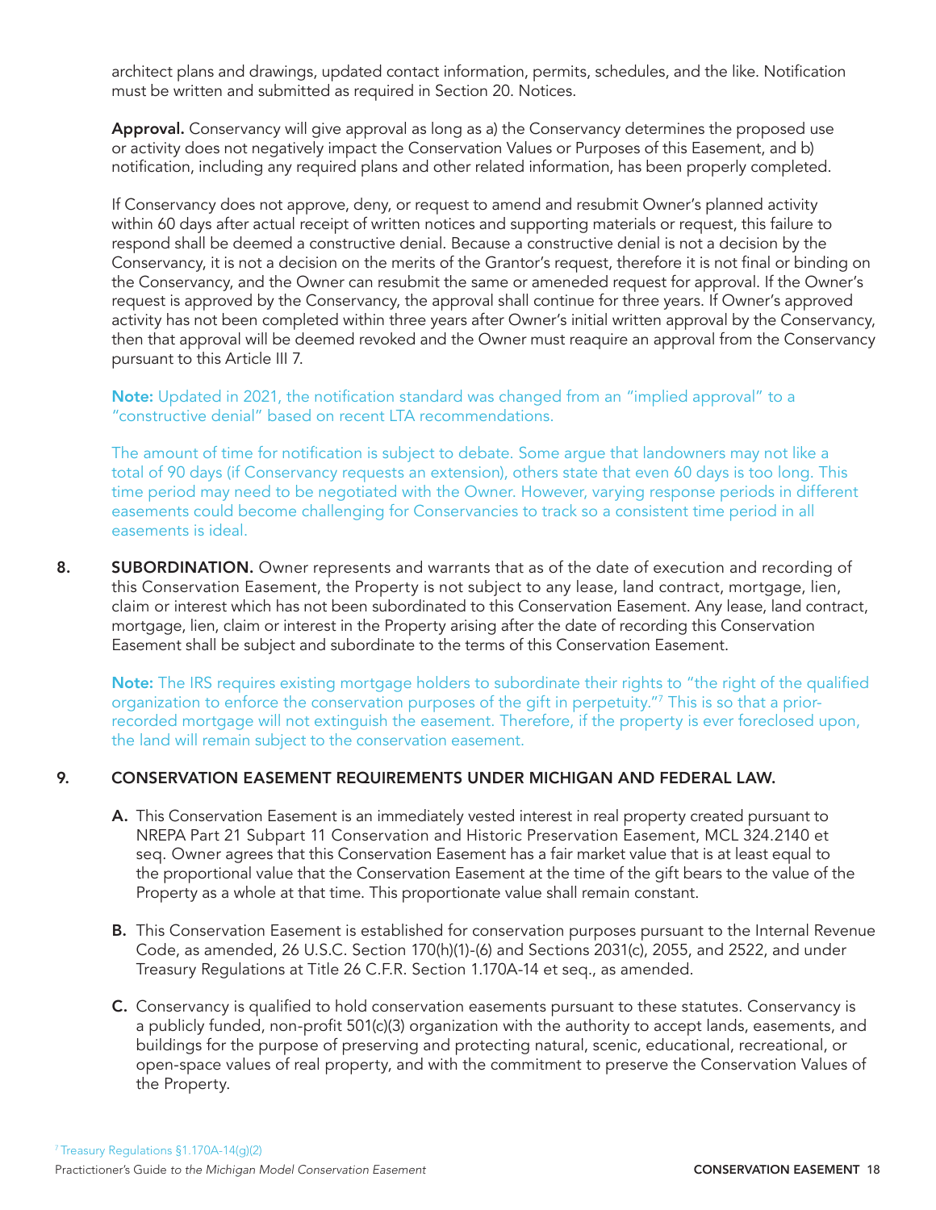architect plans and drawings, updated contact information, permits, schedules, and the like. Notification must be written and submitted as required in Section 20. Notices.

**Approval.** Conservancy will give approval as long as a) the Conservancy determines the proposed use or activity does not negatively impact the Conservation Values or Purposes of this Easement, and b) notification, including any required plans and other related information, has been properly completed.

If Conservancy does not approve, deny, or request to amend and resubmit Owner's planned activity within 60 days after actual receipt of written notices and supporting materials or request, this failure to respond shall be deemed a constructive denial. Because a constructive denial is not a decision by the Conservancy, it is not a decision on the merits of the Grantor's request, therefore it is not final or binding on the Conservancy, and the Owner can resubmit the same or ameneded request for approval. If the Owner's request is approved by the Conservancy, the approval shall continue for three years. If Owner's approved activity has not been completed within three years after Owner's initial written approval by the Conservancy, then that approval will be deemed revoked and the Owner must reaquire an approval from the Conservancy pursuant to this Article III 7.

**Note:** Updated in 2021, the notification standard was changed from an "implied approval" to a "constructive denial" based on recent LTA recommendations.

The amount of time for notification is subject to debate. Some argue that landowners may not like a total of 90 days (if Conservancy requests an extension), others state that even 60 days is too long. This time period may need to be negotiated with the Owner. However, varying response periods in different easements could become challenging for Conservancies to track so a consistent time period in all easements is ideal.

**8. SUBORDINATION.** Owner represents and warrants that as of the date of execution and recording of this Conservation Easement, the Property is not subject to any lease, land contract, mortgage, lien, claim or interest which has not been subordinated to this Conservation Easement. Any lease, land contract, mortgage, lien, claim or interest in the Property arising after the date of recording this Conservation Easement shall be subject and subordinate to the terms of this Conservation Easement.

**Note:** The IRS requires existing mortgage holders to subordinate their rights to "the right of the qualified organization to enforce the conservation purposes of the gift in perpetuity."[7] This is so that a prior-recorded mortgage will not extinguish the easement. Therefore, if the property is ever foreclosed upon, the land will remain subject to the conservation easement.

**9. CONSERVATION EASEMENT REQUIREMENTS UNDER MICHIGAN AND FEDERAL LAW.**

**A.** This Conservation Easement is an immediately vested interest in real property created pursuant to NREPA Part 21 Subpart 11 Conservation and Historic Preservation Easement, MCL 324.2140 et seq. Owner agrees that this Conservation Easement has a fair market value that is at least equal to the proportional value that the Conservation Easement at the time of the gift bears to the value of the Property as a whole at that time. This proportionate value shall remain constant.

**B.** This Conservation Easement is established for conservation purposes pursuant to the Internal Revenue Code, as amended, 26 U.S.C. Section 170(h)(1)-(6) and Sections 2031(c), 2055, and 2522, and under Treasury Regulations at Title 26 C.F.R. Section 1.170A-14 et seq., as amended.

**C.** Conservancy is qualified to hold conservation easements pursuant to these statutes. Conservancy is a publicly funded, non-profit 501(c)(3) organization with the authority to accept lands, easements, and buildings for the purpose of preserving and protecting natural, scenic, educational, recreational, or open-space values of real property, and with the commitment to preserve the Conservation Values of the Property.

[7] Treasury Regulations §1.170A-14(g)(2)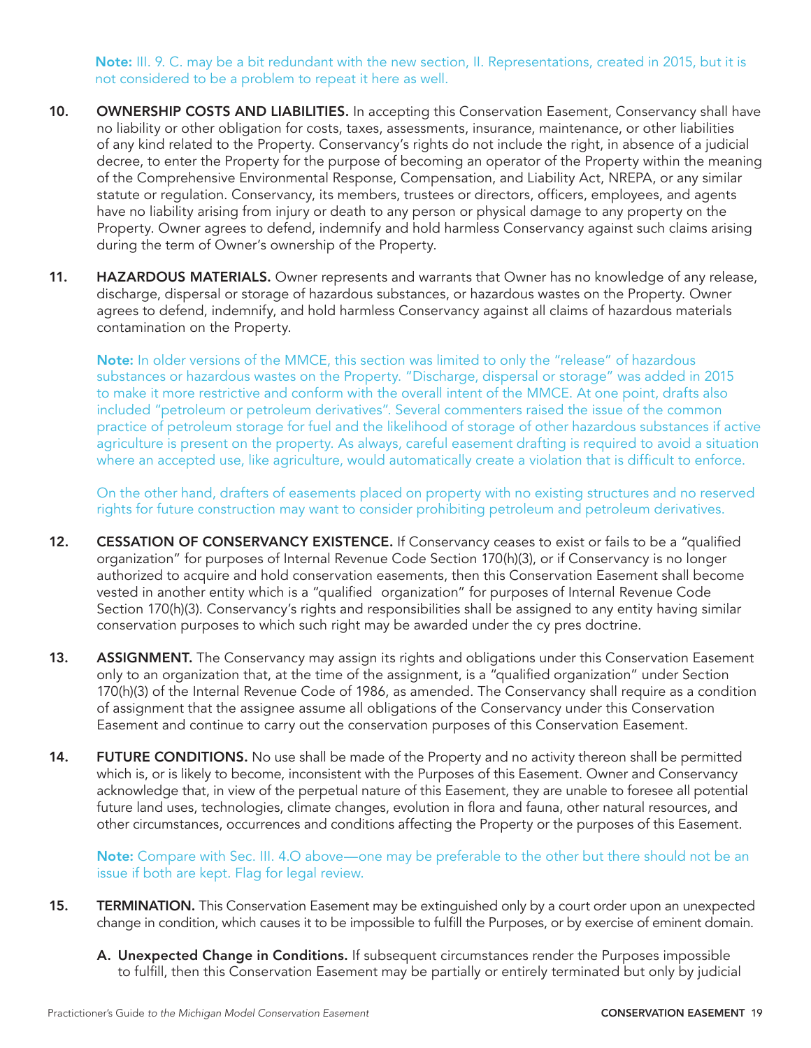**Note:** III. 9. C. may be a bit redundant with the new section, II. Representations, created in 2015, but it is not considered to be a problem to repeat it here as well.

**10. OWNERSHIP COSTS AND LIABILITIES.** In accepting this Conservation Easement, Conservancy shall have no liability or other obligation for costs, taxes, assessments, insurance, maintenance, or other liabilities of any kind related to the Property. Conservancy's rights do not include the right, in absence of a judicial decree, to enter the Property for the purpose of becoming an operator of the Property within the meaning of the Comprehensive Environmental Response, Compensation, and Liability Act, NREPA, or any similar statute or regulation. Conservancy, its members, trustees or directors, officers, employees, and agents have no liability arising from injury or death to any person or physical damage to any property on the Property. Owner agrees to defend, indemnify and hold harmless Conservancy against such claims arising during the term of Owner's ownership of the Property.

**11. HAZARDOUS MATERIALS.** Owner represents and warrants that Owner has no knowledge of any release, discharge, dispersal or storage of hazardous substances, or hazardous wastes on the Property. Owner agrees to defend, indemnify, and hold harmless Conservancy against all claims of hazardous materials contamination on the Property.

**Note:** In older versions of the MMCE, this section was limited to only the "release" of hazardous substances or hazardous wastes on the Property. "Discharge, dispersal or storage" was added in 2015 to make it more restrictive and conform with the overall intent of the MMCE. At one point, drafts also included "petroleum or petroleum derivatives". Several commenters raised the issue of the common practice of petroleum storage for fuel and the likelihood of storage of other hazardous substances if active agriculture is present on the property. As always, careful easement drafting is required to avoid a situation where an accepted use, like agriculture, would automatically create a violation that is difficult to enforce.

On the other hand, drafters of easements placed on property with no existing structures and no reserved rights for future construction may want to consider prohibiting petroleum and petroleum derivatives.

**12. CESSATION OF CONSERVANCY EXISTENCE.** If Conservancy ceases to exist or fails to be a "qualified organization" for purposes of Internal Revenue Code Section 170(h)(3), or if Conservancy is no longer authorized to acquire and hold conservation easements, then this Conservation Easement shall become vested in another entity which is a "qualified organization" for purposes of Internal Revenue Code Section 170(h)(3). Conservancy's rights and responsibilities shall be assigned to any entity having similar conservation purposes to which such right may be awarded under the cy pres doctrine.

**13. ASSIGNMENT.** The Conservancy may assign its rights and obligations under this Conservation Easement only to an organization that, at the time of the assignment, is a "qualified organization" under Section 170(h)(3) of the Internal Revenue Code of 1986, as amended. The Conservancy shall require as a condition of assignment that the assignee assume all obligations of the Conservancy under this Conservation Easement and continue to carry out the conservation purposes of this Conservation Easement.

**14. FUTURE CONDITIONS.** No use shall be made of the Property and no activity thereon shall be permitted which is, or is likely to become, inconsistent with the Purposes of this Easement. Owner and Conservancy acknowledge that, in view of the perpetual nature of this Easement, they are unable to foresee all potential future land uses, technologies, climate changes, evolution in flora and fauna, other natural resources, and other circumstances, occurrences and conditions affecting the Property or the purposes of this Easement.

**Note:** Compare with Sec. III. 4.O above—one may be preferable to the other but there should not be an issue if both are kept. Flag for legal review.

**15. TERMINATION.** This Conservation Easement may be extinguished only by a court order upon an unexpected change in condition, which causes it to be impossible to fulfill the Purposes, or by exercise of eminent domain.

**A. Unexpected Change in Conditions.** If subsequent circumstances render the Purposes impossible to fulfill, then this Conservation Easement may be partially or entirely terminated but only by judicial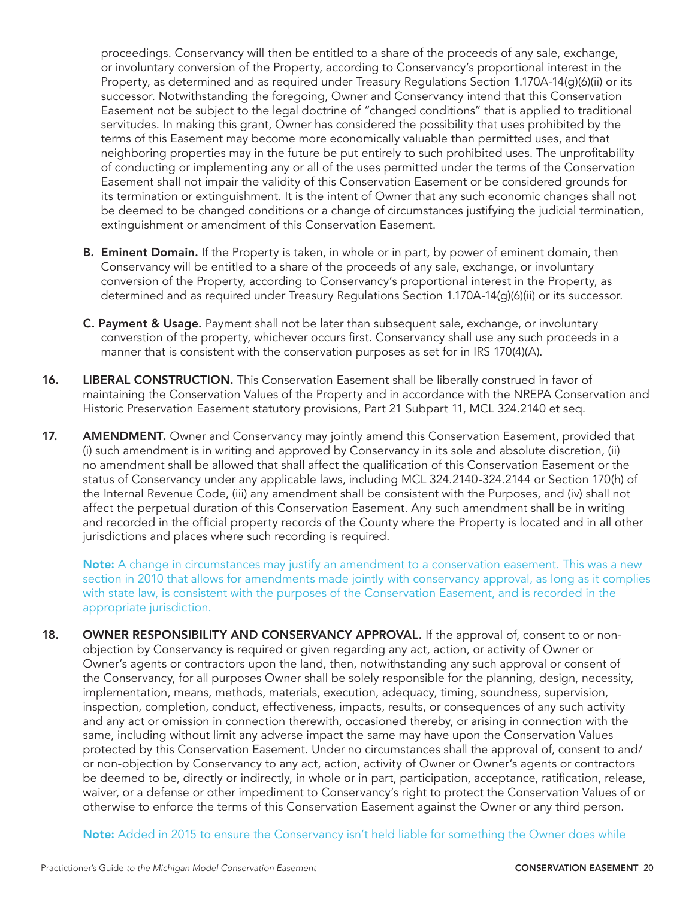proceedings. Conservancy will then be entitled to a share of the proceeds of any sale, exchange, or involuntary conversion of the Property, according to Conservancy's proportional interest in the Property, as determined and as required under Treasury Regulations Section 1.170A-14(g)(6)(ii) or its successor. Notwithstanding the foregoing, Owner and Conservancy intend that this Conservation Easement not be subject to the legal doctrine of "changed conditions" that is applied to traditional servitudes. In making this grant, Owner has considered the possibility that uses prohibited by the terms of this Easement may become more economically valuable than permitted uses, and that neighboring properties may in the future be put entirely to such prohibited uses. The unprofitability of conducting or implementing any or all of the uses permitted under the terms of the Conservation Easement shall not impair the validity of this Conservation Easement or be considered grounds for its termination or extinguishment. It is the intent of Owner that any such economic changes shall not be deemed to be changed conditions or a change of circumstances justifying the judicial termination, extinguishment or amendment of this Conservation Easement.

**B. Eminent Domain.** If the Property is taken, in whole or in part, by power of eminent domain, then Conservancy will be entitled to a share of the proceeds of any sale, exchange, or involuntary conversion of the Property, according to Conservancy's proportional interest in the Property, as determined and as required under Treasury Regulations Section 1.170A-14(g)(6)(ii) or its successor.

**C. Payment & Usage.** Payment shall not be later than subsequent sale, exchange, or involuntary converstion of the property, whichever occurs first. Conservancy shall use any such proceeds in a manner that is consistent with the conservation purposes as set for in IRS 170(4)(A).

**16. LIBERAL CONSTRUCTION.** This Conservation Easement shall be liberally construed in favor of maintaining the Conservation Values of the Property and in accordance with the NREPA Conservation and Historic Preservation Easement statutory provisions, Part 21 Subpart 11, MCL 324.2140 et seq.

**17. AMENDMENT.** Owner and Conservancy may jointly amend this Conservation Easement, provided that (i) such amendment is in writing and approved by Conservancy in its sole and absolute discretion, (ii) no amendment shall be allowed that shall affect the qualification of this Conservation Easement or the status of Conservancy under any applicable laws, including MCL 324.2140-324.2144 or Section 170(h) of the Internal Revenue Code, (iii) any amendment shall be consistent with the Purposes, and (iv) shall not affect the perpetual duration of this Conservation Easement. Any such amendment shall be in writing and recorded in the official property records of the County where the Property is located and in all other jurisdictions and places where such recording is required.

**Note:** A change in circumstances may justify an amendment to a conservation easement. This was a new section in 2010 that allows for amendments made jointly with conservancy approval, as long as it complies with state law, is consistent with the purposes of the Conservation Easement, and is recorded in the appropriate jurisdiction.

**18. OWNER RESPONSIBILITY AND CONSERVANCY APPROVAL.** If the approval of, consent to or non-objection by Conservancy is required or given regarding any act, action, or activity of Owner or Owner's agents or contractors upon the land, then, notwithstanding any such approval or consent of the Conservancy, for all purposes Owner shall be solely responsible for the planning, design, necessity, implementation, means, methods, materials, execution, adequacy, timing, soundness, supervision, inspection, completion, conduct, effectiveness, impacts, results, or consequences of any such activity and any act or omission in connection therewith, occasioned thereby, or arising in connection with the same, including without limit any adverse impact the same may have upon the Conservation Values protected by this Conservation Easement. Under no circumstances shall the approval of, consent to and/or non-objection by Conservancy to any act, action, activity of Owner or Owner's agents or contractors be deemed to be, directly or indirectly, in whole or in part, participation, acceptance, ratification, release, waiver, or a defense or other impediment to Conservancy's right to protect the Conservation Values of or otherwise to enforce the terms of this Conservation Easement against the Owner or any third person.

**Note:** Added in 2015 to ensure the Conservancy isn't held liable for something the Owner does while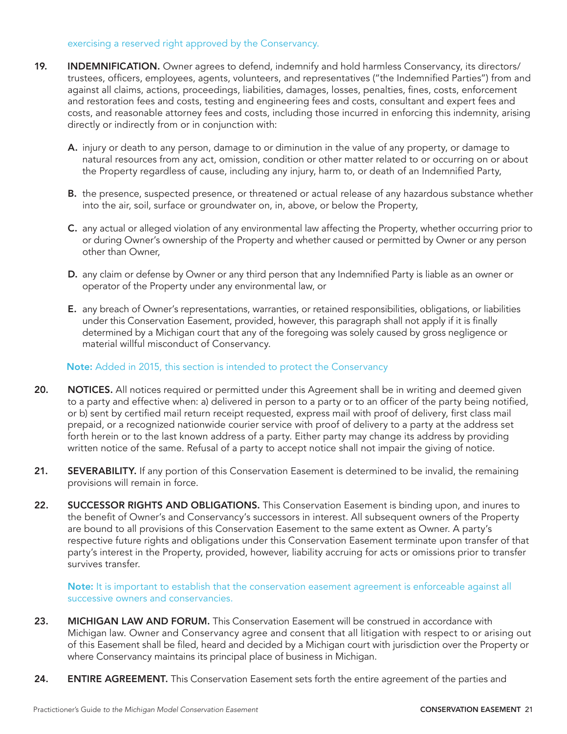exercising a reserved right approved by the Conservancy.

**19. INDEMNIFICATION.** Owner agrees to defend, indemnify and hold harmless Conservancy, its directors/trustees, officers, employees, agents, volunteers, and representatives ("the Indemnified Parties") from and against all claims, actions, proceedings, liabilities, damages, losses, penalties, fines, costs, enforcement and restoration fees and costs, testing and engineering fees and costs, consultant and expert fees and costs, and reasonable attorney fees and costs, including those incurred in enforcing this indemnity, arising directly or indirectly from or in conjunction with:

**A.** injury or death to any person, damage to or diminution in the value of any property, or damage to natural resources from any act, omission, condition or other matter related to or occurring on or about the Property regardless of cause, including any injury, harm to, or death of an Indemnified Party,

**B.** the presence, suspected presence, or threatened or actual release of any hazardous substance whether into the air, soil, surface or groundwater on, in, above, or below the Property,

**C.** any actual or alleged violation of any environmental law affecting the Property, whether occurring prior to or during Owner's ownership of the Property and whether caused or permitted by Owner or any person other than Owner,

**D.** any claim or defense by Owner or any third person that any Indemnified Party is liable as an owner or operator of the Property under any environmental law, or

**E.** any breach of Owner's representations, warranties, or retained responsibilities, obligations, or liabilities under this Conservation Easement, provided, however, this paragraph shall not apply if it is finally determined by a Michigan court that any of the foregoing was solely caused by gross negligence or material willful misconduct of Conservancy.

**Note:** Added in 2015, this section is intended to protect the Conservancy

**20. NOTICES.** All notices required or permitted under this Agreement shall be in writing and deemed given to a party and effective when: a) delivered in person to a party or to an officer of the party being notified, or b) sent by certified mail return receipt requested, express mail with proof of delivery, first class mail prepaid, or a recognized nationwide courier service with proof of delivery to a party at the address set forth herein or to the last known address of a party. Either party may change its address by providing written notice of the same. Refusal of a party to accept notice shall not impair the giving of notice.

**21. SEVERABILITY.** If any portion of this Conservation Easement is determined to be invalid, the remaining provisions will remain in force.

**22. SUCCESSOR RIGHTS AND OBLIGATIONS.** This Conservation Easement is binding upon, and inures to the benefit of Owner's and Conservancy's successors in interest. All subsequent owners of the Property are bound to all provisions of this Conservation Easement to the same extent as Owner. A party's respective future rights and obligations under this Conservation Easement terminate upon transfer of that party's interest in the Property, provided, however, liability accruing for acts or omissions prior to transfer survives transfer.

**Note:** It is important to establish that the conservation easement agreement is enforceable against all successive owners and conservancies.

**23. MICHIGAN LAW AND FORUM.** This Conservation Easement will be construed in accordance with Michigan law. Owner and Conservancy agree and consent that all litigation with respect to or arising out of this Easement shall be filed, heard and decided by a Michigan court with jurisdiction over the Property or where Conservancy maintains its principal place of business in Michigan.

**24. ENTIRE AGREEMENT.** This Conservation Easement sets forth the entire agreement of the parties and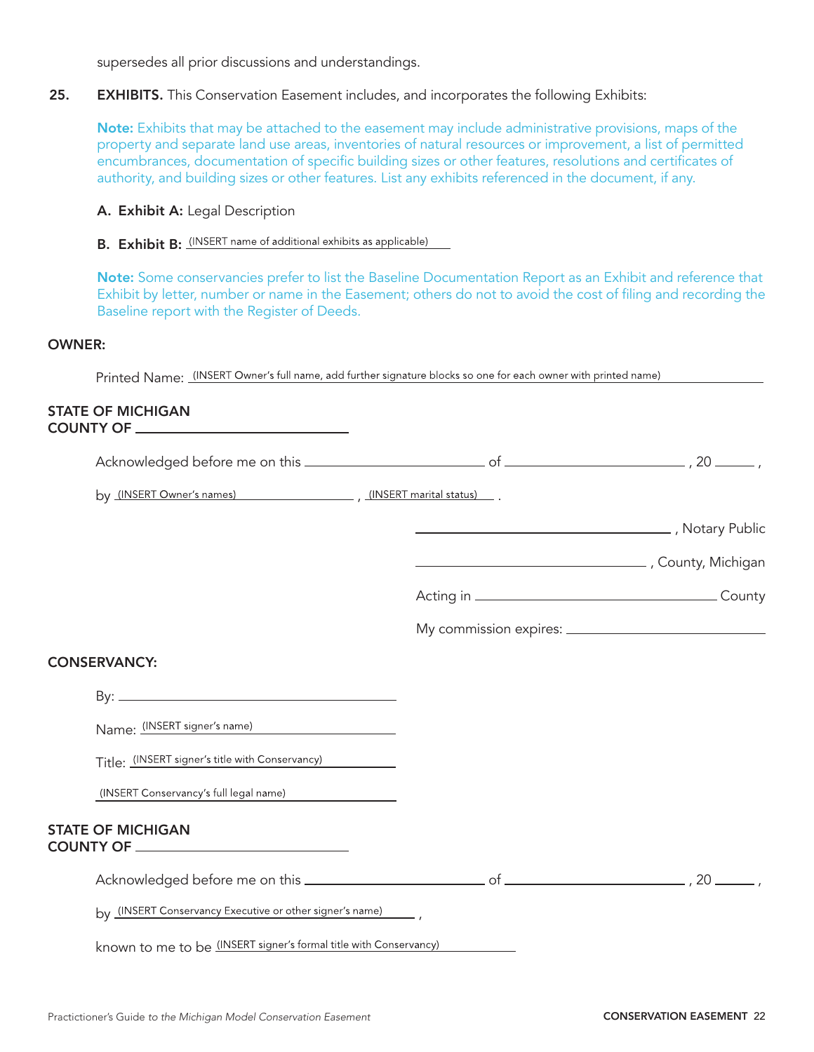supersedes all prior discussions and understandings.

**25. EXHIBITS.** This Conservation Easement includes, and incorporates the following Exhibits:

**Note:** Exhibits that may be attached to the easement may include administrative provisions, maps of the property and separate land use areas, inventories of natural resources or improvement, a list of permitted encumbrances, documentation of specific building sizes or other features, resolutions and certificates of authority, and building sizes or other features. List any exhibits referenced in the document, if any.

A. **Exhibit A:** Legal Description

B. **Exhibit B:** (INSERT name of additional exhibits as applicable) ______

**Note:** Some conservancies prefer to list the Baseline Documentation Report as an Exhibit and reference that Exhibit by letter, number or name in the Easement; others do not to avoid the cost of filing and recording the Baseline report with the Register of Deeds.

**OWNER:**

Printed Name: (INSERT Owner's full name, add further signature blocks so one for each owner with printed name) ______

**STATE OF MICHIGAN**
**COUNTY OF** ______

Acknowledged before me on this ______ of ______ , 20 ______ ,

by (INSERT Owner's names) ______ , (INSERT marital status) ______ .

______ , Notary Public

______ , County, Michigan

Acting in ______ County

My commission expires: ______

**CONSERVANCY:**

By: ______

Name: (INSERT signer's name) ______

Title: (INSERT signer's title with Conservancy) ______

(INSERT Conservancy's full legal name) ______

**STATE OF MICHIGAN**
**COUNTY OF** ______

Acknowledged before me on this ______ of ______ , 20 ______ ,

by (INSERT Conservancy Executive or other signer's name) ______ ,

known to me to be (INSERT signer's formal title with Conservancy) ______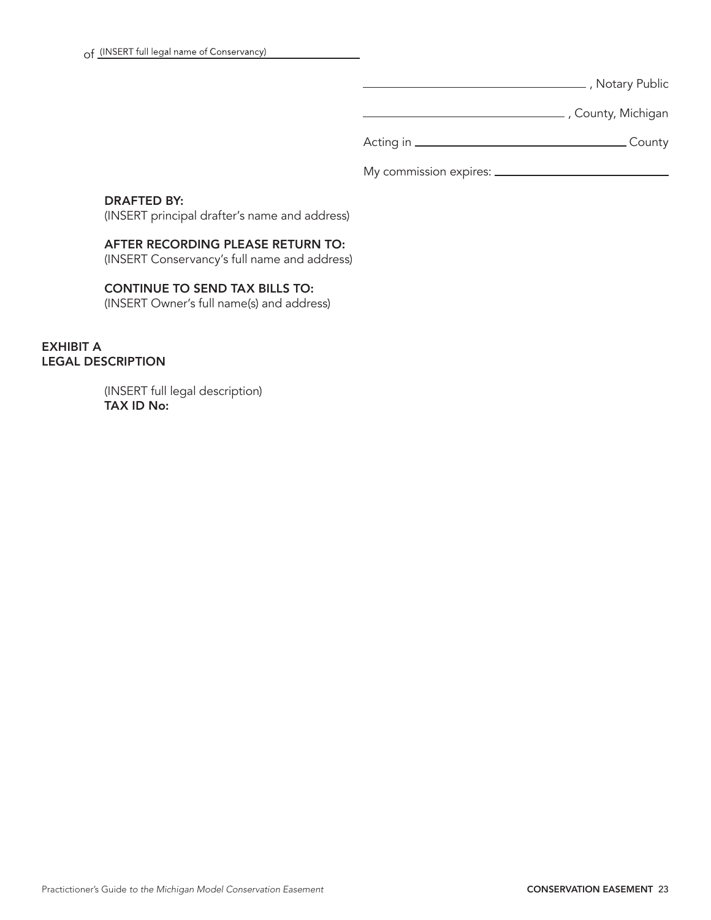of (INSERT full legal name of Conservancy)

\_\_\_\_\_\_\_\_\_\_\_\_\_\_\_\_\_\_\_\_\_\_\_\_\_\_\_\_, Notary Public

\_\_\_\_\_\_\_\_\_\_\_\_\_\_\_\_\_\_\_\_\_\_\_\_\_\_\_\_, County, Michigan

Acting in \_\_\_\_\_\_\_\_\_\_\_\_\_\_\_\_\_\_\_\_\_\_\_\_\_\_\_\_ County

My commission expires: \_\_\_\_\_\_\_\_\_\_\_\_\_\_\_\_\_\_\_\_\_\_\_\_\_\_\_\_

**DRAFTED BY:**
(INSERT principal drafter's name and address)

**AFTER RECORDING PLEASE RETURN TO:**
(INSERT Conservancy's full name and address)

**CONTINUE TO SEND TAX BILLS TO:**
(INSERT Owner's full name(s) and address)

**EXHIBIT A**
**LEGAL DESCRIPTION**

(INSERT full legal description)
**TAX ID No:**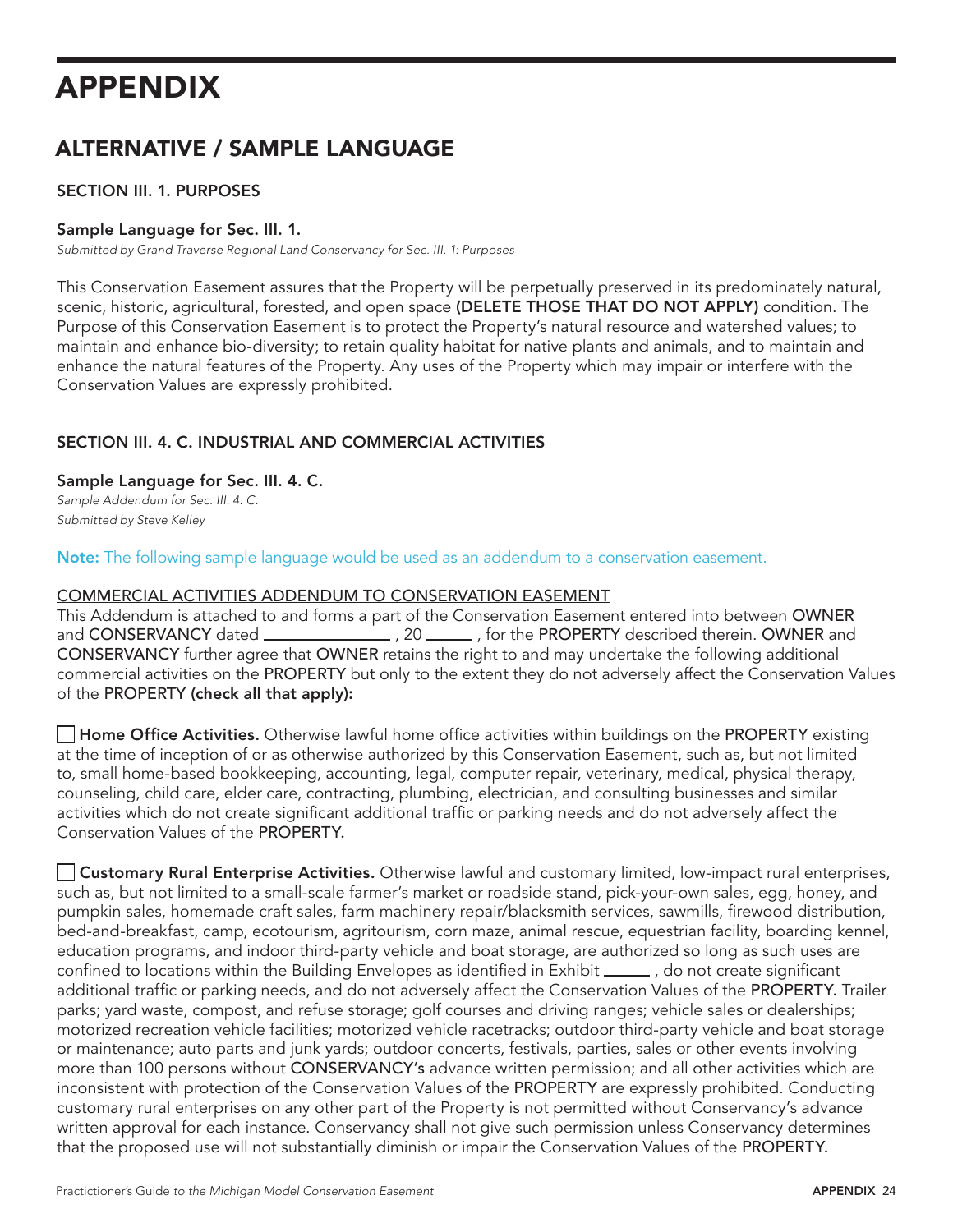# APPENDIX

## ALTERNATIVE / SAMPLE LANGUAGE

### SECTION III. 1. PURPOSES

**Sample Language for Sec. III. 1.**

*Submitted by Grand Traverse Regional Land Conservancy for Sec. III. 1: Purposes*

This Conservation Easement assures that the Property will be perpetually preserved in its predominately natural, scenic, historic, agricultural, forested, and open space **(DELETE THOSE THAT DO NOT APPLY)** condition. The Purpose of this Conservation Easement is to protect the Property's natural resource and watershed values; to maintain and enhance bio-diversity; to retain quality habitat for native plants and animals, and to maintain and enhance the natural features of the Property. Any uses of the Property which may impair or interfere with the Conservation Values are expressly prohibited.

### SECTION III. 4. C. INDUSTRIAL AND COMMERCIAL ACTIVITIES

**Sample Language for Sec. III. 4. C.**

*Sample Addendum for Sec. III. 4. C.*

*Submitted by Steve Kelley*

**Note:** The following sample language would be used as an addendum to a conservation easement.

COMMERCIAL ACTIVITIES ADDENDUM TO CONSERVATION EASEMENT

This Addendum is attached to and forms a part of the Conservation Easement entered into between OWNER and CONSERVANCY dated ______________ , 20 _____ , for the PROPERTY described therein. OWNER and CONSERVANCY further agree that OWNER retains the right to and may undertake the following additional commercial activities on the PROPERTY but only to the extent they do not adversely affect the Conservation Values of the PROPERTY **(check all that apply):**

☐ **Home Office Activities.** Otherwise lawful home office activities within buildings on the PROPERTY existing at the time of inception of or as otherwise authorized by this Conservation Easement, such as, but not limited to, small home-based bookkeeping, accounting, legal, computer repair, veterinary, medical, physical therapy, counseling, child care, elder care, contracting, plumbing, electrician, and consulting businesses and similar activities which do not create significant additional traffic or parking needs and do not adversely affect the Conservation Values of the PROPERTY.

☐ **Customary Rural Enterprise Activities.** Otherwise lawful and customary limited, low-impact rural enterprises, such as, but not limited to a small-scale farmer's market or roadside stand, pick-your-own sales, egg, honey, and pumpkin sales, homemade craft sales, farm machinery repair/blacksmith services, sawmills, firewood distribution, bed-and-breakfast, camp, ecotourism, agritourism, corn maze, animal rescue, equestrian facility, boarding kennel, education programs, and indoor third-party vehicle and boat storage, are authorized so long as such uses are confined to locations within the Building Envelopes as identified in Exhibit _____ , do not create significant additional traffic or parking needs, and do not adversely affect the Conservation Values of the PROPERTY. Trailer parks; yard waste, compost, and refuse storage; golf courses and driving ranges; vehicle sales or dealerships; motorized recreation vehicle facilities; motorized vehicle racetracks; outdoor third-party vehicle and boat storage or maintenance; auto parts and junk yards; outdoor concerts, festivals, parties, sales or other events involving more than 100 persons without CONSERVANCY's advance written permission; and all other activities which are inconsistent with protection of the Conservation Values of the PROPERTY are expressly prohibited. Conducting customary rural enterprises on any other part of the Property is not permitted without Conservancy's advance written approval for each instance. Conservancy shall not give such permission unless Conservancy determines that the proposed use will not substantially diminish or impair the Conservation Values of the PROPERTY.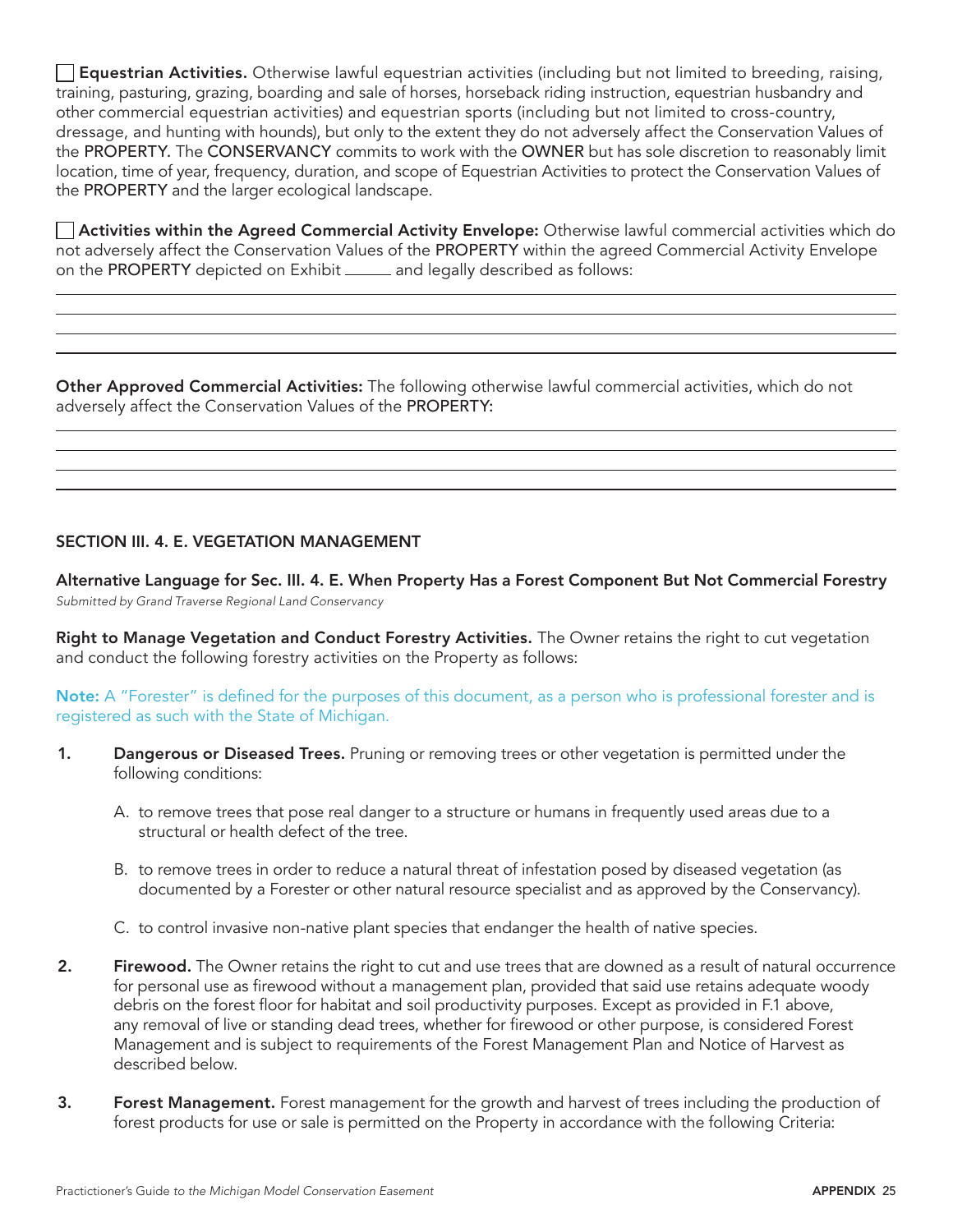☐ **Equestrian Activities.** Otherwise lawful equestrian activities (including but not limited to breeding, raising, training, pasturing, grazing, boarding and sale of horses, horseback riding instruction, equestrian husbandry and other commercial equestrian activities) and equestrian sports (including but not limited to cross-country, dressage, and hunting with hounds), but only to the extent they do not adversely affect the Conservation Values of the PROPERTY. The CONSERVANCY commits to work with the OWNER but has sole discretion to reasonably limit location, time of year, frequency, duration, and scope of Equestrian Activities to protect the Conservation Values of the PROPERTY and the larger ecological landscape.

☐ **Activities within the Agreed Commercial Activity Envelope:** Otherwise lawful commercial activities which do not adversely affect the Conservation Values of the PROPERTY within the agreed Commercial Activity Envelope on the PROPERTY depicted on Exhibit ______ and legally described as follows:

______________________________________________________________________________

______________________________________________________________________________

______________________________________________________________________________

______________________________________________________________________________

**Other Approved Commercial Activities:** The following otherwise lawful commercial activities, which do not adversely affect the Conservation Values of the PROPERTY:

______________________________________________________________________________

______________________________________________________________________________

______________________________________________________________________________

______________________________________________________________________________

## SECTION III. 4. E. VEGETATION MANAGEMENT

### Alternative Language for Sec. III. 4. E. When Property Has a Forest Component But Not Commercial Forestry

*Submitted by Grand Traverse Regional Land Conservancy*

**Right to Manage Vegetation and Conduct Forestry Activities.** The Owner retains the right to cut vegetation and conduct the following forestry activities on the Property as follows:

**Note:** A "Forester" is defined for the purposes of this document, as a person who is professional forester and is registered as such with the State of Michigan.

1. **Dangerous or Diseased Trees.** Pruning or removing trees or other vegetation is permitted under the following conditions:

   A. to remove trees that pose real danger to a structure or humans in frequently used areas due to a structural or health defect of the tree.

   B. to remove trees in order to reduce a natural threat of infestation posed by diseased vegetation (as documented by a Forester or other natural resource specialist and as approved by the Conservancy).

   C. to control invasive non-native plant species that endanger the health of native species.

2. **Firewood.** The Owner retains the right to cut and use trees that are downed as a result of natural occurrence for personal use as firewood without a management plan, provided that said use retains adequate woody debris on the forest floor for habitat and soil productivity purposes. Except as provided in F.1 above, any removal of live or standing dead trees, whether for firewood or other purpose, is considered Forest Management and is subject to requirements of the Forest Management Plan and Notice of Harvest as described below.

3. **Forest Management.** Forest management for the growth and harvest of trees including the production of forest products for use or sale is permitted on the Property in accordance with the following Criteria: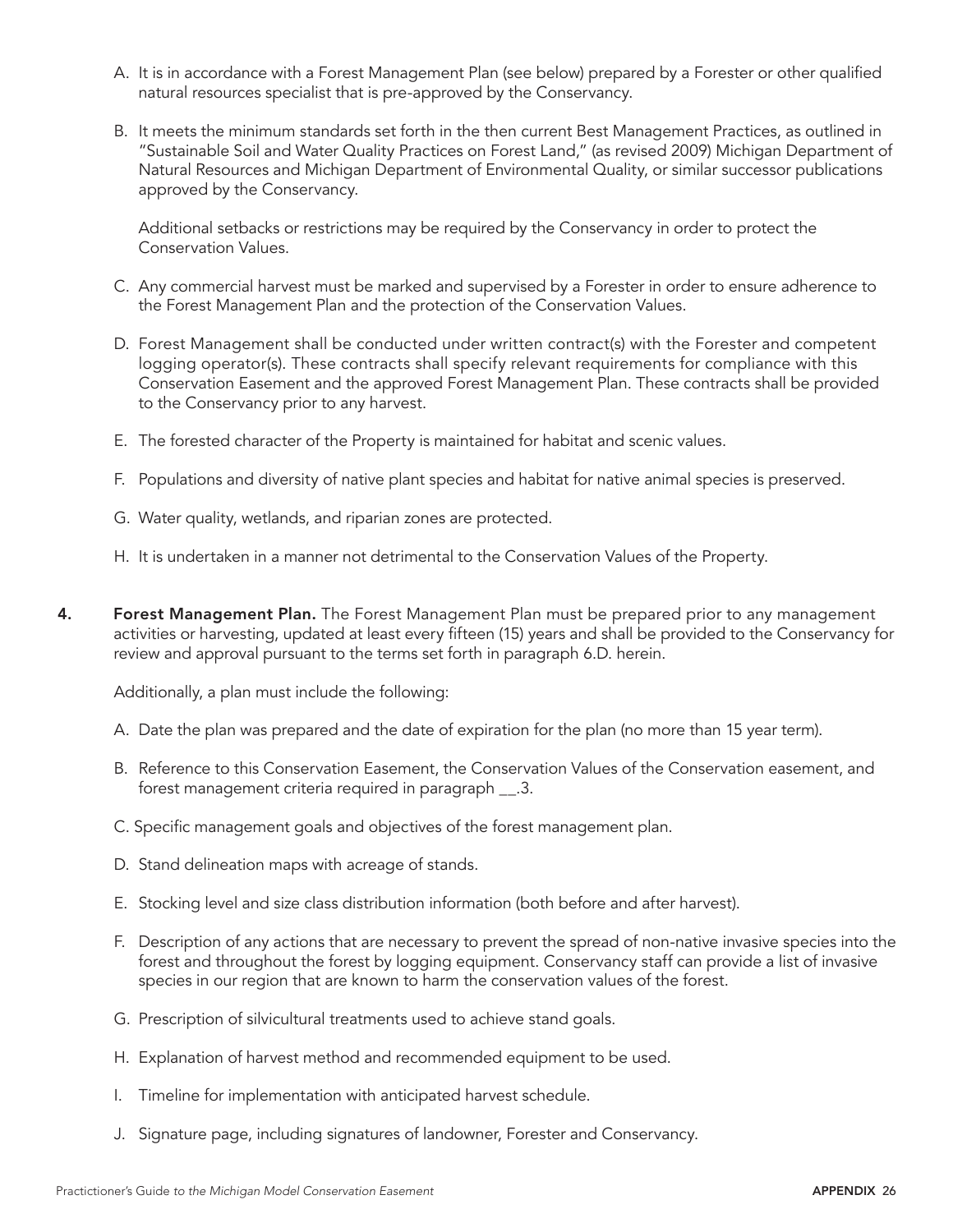A. It is in accordance with a Forest Management Plan (see below) prepared by a Forester or other qualified natural resources specialist that is pre-approved by the Conservancy.

B. It meets the minimum standards set forth in the then current Best Management Practices, as outlined in "Sustainable Soil and Water Quality Practices on Forest Land," (as revised 2009) Michigan Department of Natural Resources and Michigan Department of Environmental Quality, or similar successor publications approved by the Conservancy.

   Additional setbacks or restrictions may be required by the Conservancy in order to protect the Conservation Values.

C. Any commercial harvest must be marked and supervised by a Forester in order to ensure adherence to the Forest Management Plan and the protection of the Conservation Values.

D. Forest Management shall be conducted under written contract(s) with the Forester and competent logging operator(s). These contracts shall specify relevant requirements for compliance with this Conservation Easement and the approved Forest Management Plan. These contracts shall be provided to the Conservancy prior to any harvest.

E. The forested character of the Property is maintained for habitat and scenic values.

F. Populations and diversity of native plant species and habitat for native animal species is preserved.

G. Water quality, wetlands, and riparian zones are protected.

H. It is undertaken in a manner not detrimental to the Conservation Values of the Property.

**4. Forest Management Plan.** The Forest Management Plan must be prepared prior to any management activities or harvesting, updated at least every fifteen (15) years and shall be provided to the Conservancy for review and approval pursuant to the terms set forth in paragraph 6.D. herein.

Additionally, a plan must include the following:

A. Date the plan was prepared and the date of expiration for the plan (no more than 15 year term).

B. Reference to this Conservation Easement, the Conservation Values of the Conservation easement, and forest management criteria required in paragraph __.3.

C. Specific management goals and objectives of the forest management plan.

D. Stand delineation maps with acreage of stands.

E. Stocking level and size class distribution information (both before and after harvest).

F. Description of any actions that are necessary to prevent the spread of non-native invasive species into the forest and throughout the forest by logging equipment. Conservancy staff can provide a list of invasive species in our region that are known to harm the conservation values of the forest.

G. Prescription of silvicultural treatments used to achieve stand goals.

H. Explanation of harvest method and recommended equipment to be used.

I. Timeline for implementation with anticipated harvest schedule.

J. Signature page, including signatures of landowner, Forester and Conservancy.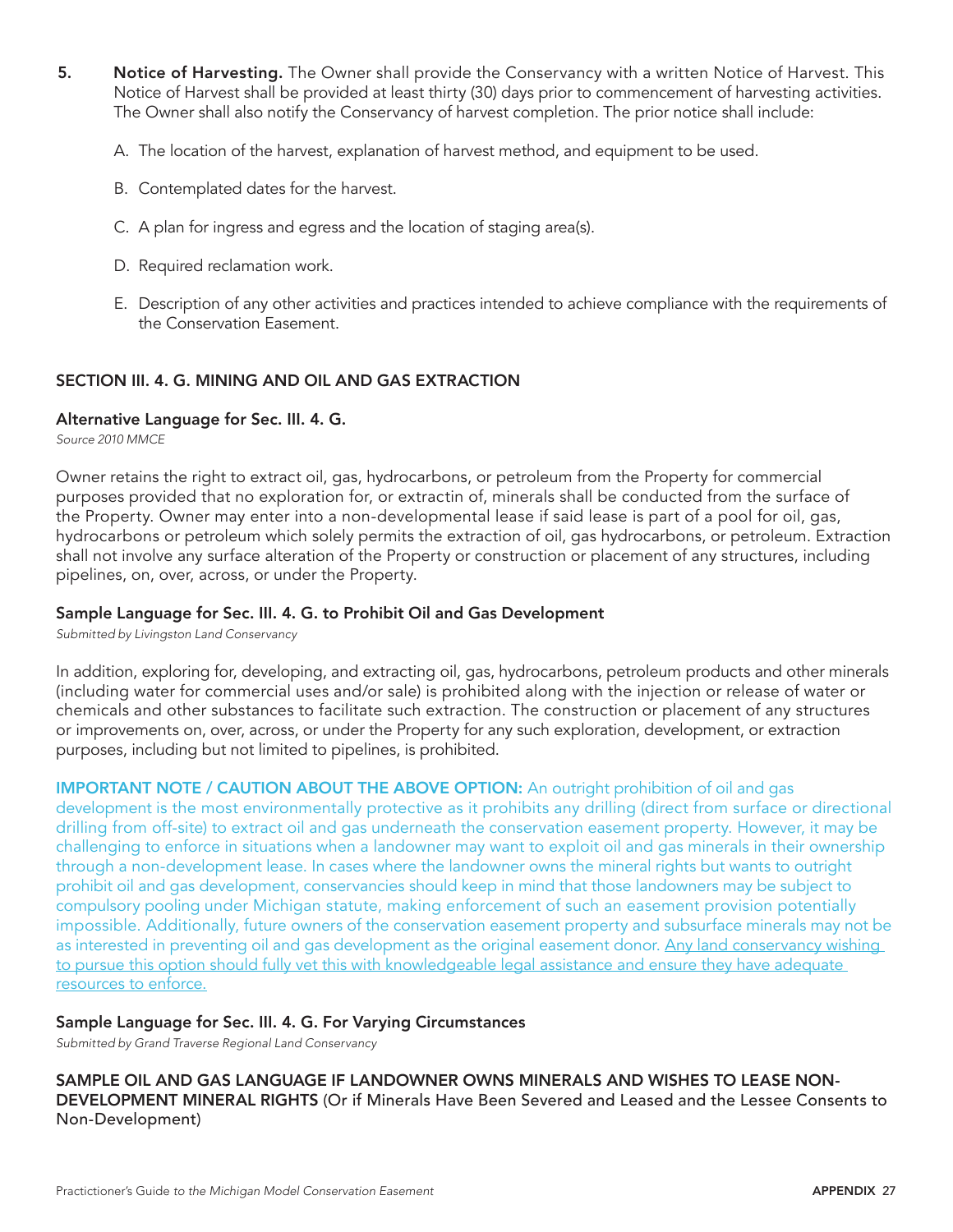5. **Notice of Harvesting.** The Owner shall provide the Conservancy with a written Notice of Harvest. This Notice of Harvest shall be provided at least thirty (30) days prior to commencement of harvesting activities. The Owner shall also notify the Conservancy of harvest completion. The prior notice shall include:

   A. The location of the harvest, explanation of harvest method, and equipment to be used.

   B. Contemplated dates for the harvest.

   C. A plan for ingress and egress and the location of staging area(s).

   D. Required reclamation work.

   E. Description of any other activities and practices intended to achieve compliance with the requirements of the Conservation Easement.

## SECTION III. 4. G. MINING AND OIL AND GAS EXTRACTION

### Alternative Language for Sec. III. 4. G.

*Source 2010 MMCE*

Owner retains the right to extract oil, gas, hydrocarbons, or petroleum from the Property for commercial purposes provided that no exploration for, or extractin of, minerals shall be conducted from the surface of the Property. Owner may enter into a non-developmental lease if said lease is part of a pool for oil, gas, hydrocarbons or petroleum which solely permits the extraction of oil, gas hydrocarbons, or petroleum. Extraction shall not involve any surface alteration of the Property or construction or placement of any structures, including pipelines, on, over, across, or under the Property.

### Sample Language for Sec. III. 4. G. to Prohibit Oil and Gas Development

*Submitted by Livingston Land Conservancy*

In addition, exploring for, developing, and extracting oil, gas, hydrocarbons, petroleum products and other minerals (including water for commercial uses and/or sale) is prohibited along with the injection or release of water or chemicals and other substances to facilitate such extraction. The construction or placement of any structures or improvements on, over, across, or under the Property for any such exploration, development, or extraction purposes, including but not limited to pipelines, is prohibited.

**IMPORTANT NOTE / CAUTION ABOUT THE ABOVE OPTION:** An outright prohibition of oil and gas development is the most environmentally protective as it prohibits any drilling (direct from surface or directional drilling from off-site) to extract oil and gas underneath the conservation easement property. However, it may be challenging to enforce in situations when a landowner may want to exploit oil and gas minerals in their ownership through a non-development lease. In cases where the landowner owns the mineral rights but wants to outright prohibit oil and gas development, conservancies should keep in mind that those landowners may be subject to compulsory pooling under Michigan statute, making enforcement of such an easement provision potentially impossible. Additionally, future owners of the conservation easement property and subsurface minerals may not be as interested in preventing oil and gas development as the original easement donor. Any land conservancy wishing to pursue this option should fully vet this with knowledgeable legal assistance and ensure they have adequate resources to enforce.

### Sample Language for Sec. III. 4. G. For Varying Circumstances

*Submitted by Grand Traverse Regional Land Conservancy*

**SAMPLE OIL AND GAS LANGUAGE IF LANDOWNER OWNS MINERALS AND WISHES TO LEASE NON-DEVELOPMENT MINERAL RIGHTS** (Or if Minerals Have Been Severed and Leased and the Lessee Consents to Non-Development)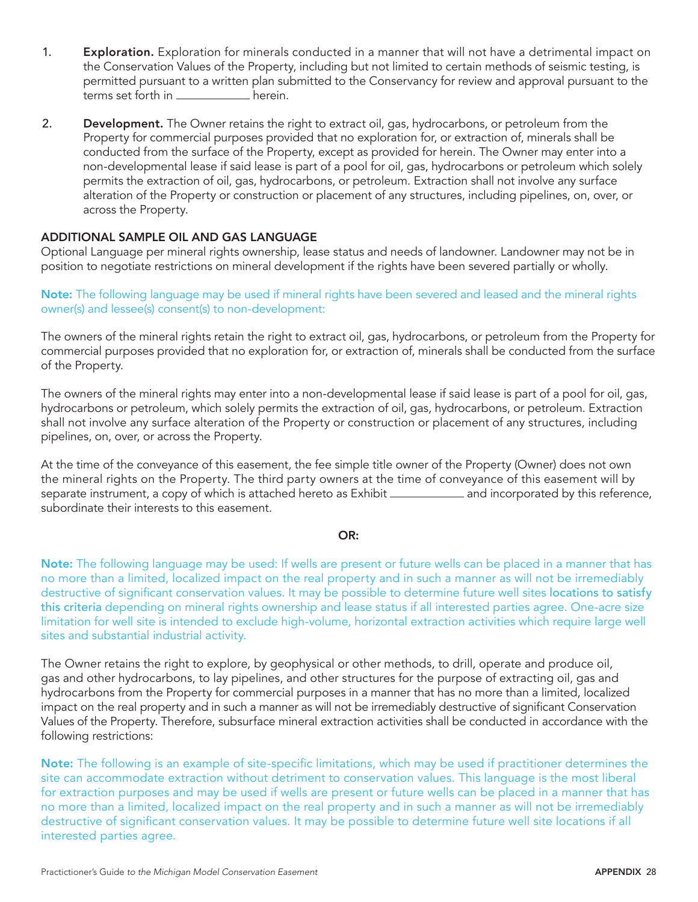1. **Exploration.** Exploration for minerals conducted in a manner that will not have a detrimental impact on the Conservation Values of the Property, including but not limited to certain methods of seismic testing, is permitted pursuant to a written plan submitted to the Conservancy for review and approval pursuant to the terms set forth in ____________ herein.

2. **Development.** The Owner retains the right to extract oil, gas, hydrocarbons, or petroleum from the Property for commercial purposes provided that no exploration for, or extraction of, minerals shall be conducted from the surface of the Property, except as provided for herein. The Owner may enter into a non-developmental lease if said lease is part of a pool for oil, gas, hydrocarbons or petroleum which solely permits the extraction of oil, gas, hydrocarbons, or petroleum. Extraction shall not involve any surface alteration of the Property or construction or placement of any structures, including pipelines, on, over, or across the Property.

**ADDITIONAL SAMPLE OIL AND GAS LANGUAGE**

Optional Language per mineral rights ownership, lease status and needs of landowner. Landowner may not be in position to negotiate restrictions on mineral development if the rights have been severed partially or wholly.

**Note:** The following language may be used if mineral rights have been severed and leased and the mineral rights owner(s) and lessee(s) consent(s) to non-development:

The owners of the mineral rights retain the right to extract oil, gas, hydrocarbons, or petroleum from the Property for commercial purposes provided that no exploration for, or extraction of, minerals shall be conducted from the surface of the Property.

The owners of the mineral rights may enter into a non-developmental lease if said lease is part of a pool for oil, gas, hydrocarbons or petroleum, which solely permits the extraction of oil, gas, hydrocarbons, or petroleum. Extraction shall not involve any surface alteration of the Property or construction or placement of any structures, including pipelines, on, over, or across the Property.

At the time of the conveyance of this easement, the fee simple title owner of the Property (Owner) does not own the mineral rights on the Property. The third party owners at the time of conveyance of this easement will by separate instrument, a copy of which is attached hereto as Exhibit ____________ and incorporated by this reference, subordinate their interests to this easement.

**OR:**

**Note:** The following language may be used: If wells are present or future wells can be placed in a manner that has no more than a limited, localized impact on the real property and in such a manner as will not be irremediably destructive of significant conservation values. It may be possible to determine future well sites locations to satisfy this criteria depending on mineral rights ownership and lease status if all interested parties agree. One-acre size limitation for well site is intended to exclude high-volume, horizontal extraction activities which require large well sites and substantial industrial activity.

The Owner retains the right to explore, by geophysical or other methods, to drill, operate and produce oil, gas and other hydrocarbons, to lay pipelines, and other structures for the purpose of extracting oil, gas and hydrocarbons from the Property for commercial purposes in a manner that has no more than a limited, localized impact on the real property and in such a manner as will not be irremediably destructive of significant Conservation Values of the Property. Therefore, subsurface mineral extraction activities shall be conducted in accordance with the following restrictions:

**Note:** The following is an example of site-specific limitations, which may be used if practitioner determines the site can accommodate extraction without detriment to conservation values. This language is the most liberal for extraction purposes and may be used if wells are present or future wells can be placed in a manner that has no more than a limited, localized impact on the real property and in such a manner as will not be irremediably destructive of significant conservation values. It may be possible to determine future well site locations if all interested parties agree.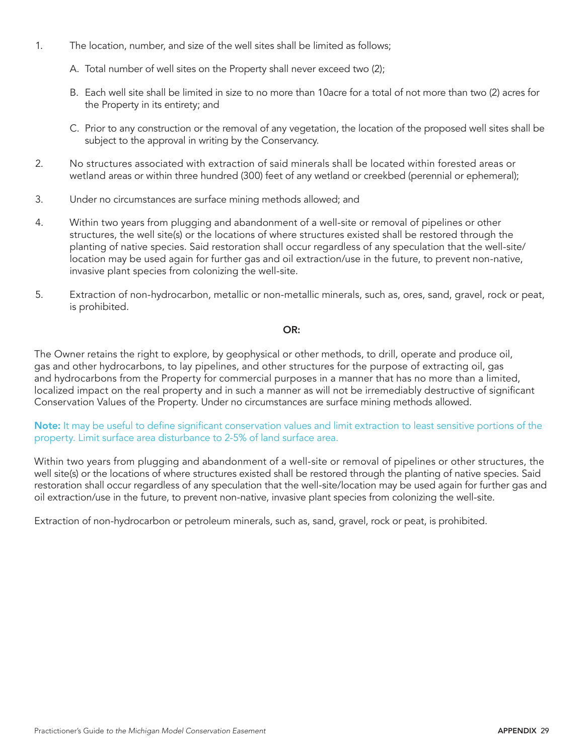1. The location, number, and size of the well sites shall be limited as follows;

   A. Total number of well sites on the Property shall never exceed two (2);

   B. Each well site shall be limited in size to no more than 10acre for a total of not more than two (2) acres for the Property in its entirety; and

   C. Prior to any construction or the removal of any vegetation, the location of the proposed well sites shall be subject to the approval in writing by the Conservancy.

2. No structures associated with extraction of said minerals shall be located within forested areas or wetland areas or within three hundred (300) feet of any wetland or creekbed (perennial or ephemeral);

3. Under no circumstances are surface mining methods allowed; and

4. Within two years from plugging and abandonment of a well-site or removal of pipelines or other structures, the well site(s) or the locations of where structures existed shall be restored through the planting of native species. Said restoration shall occur regardless of any speculation that the well-site/location may be used again for further gas and oil extraction/use in the future, to prevent non-native, invasive plant species from colonizing the well-site.

5. Extraction of non-hydrocarbon, metallic or non-metallic minerals, such as, ores, sand, gravel, rock or peat, is prohibited.

**OR:**

The Owner retains the right to explore, by geophysical or other methods, to drill, operate and produce oil, gas and other hydrocarbons, to lay pipelines, and other structures for the purpose of extracting oil, gas and hydrocarbons from the Property for commercial purposes in a manner that has no more than a limited, localized impact on the real property and in such a manner as will not be irremediably destructive of significant Conservation Values of the Property. Under no circumstances are surface mining methods allowed.

**Note:** It may be useful to define significant conservation values and limit extraction to least sensitive portions of the property. Limit surface area disturbance to 2-5% of land surface area.

Within two years from plugging and abandonment of a well-site or removal of pipelines or other structures, the well site(s) or the locations of where structures existed shall be restored through the planting of native species. Said restoration shall occur regardless of any speculation that the well-site/location may be used again for further gas and oil extraction/use in the future, to prevent non-native, invasive plant species from colonizing the well-site.

Extraction of non-hydrocarbon or petroleum minerals, such as, sand, gravel, rock or peat, is prohibited.